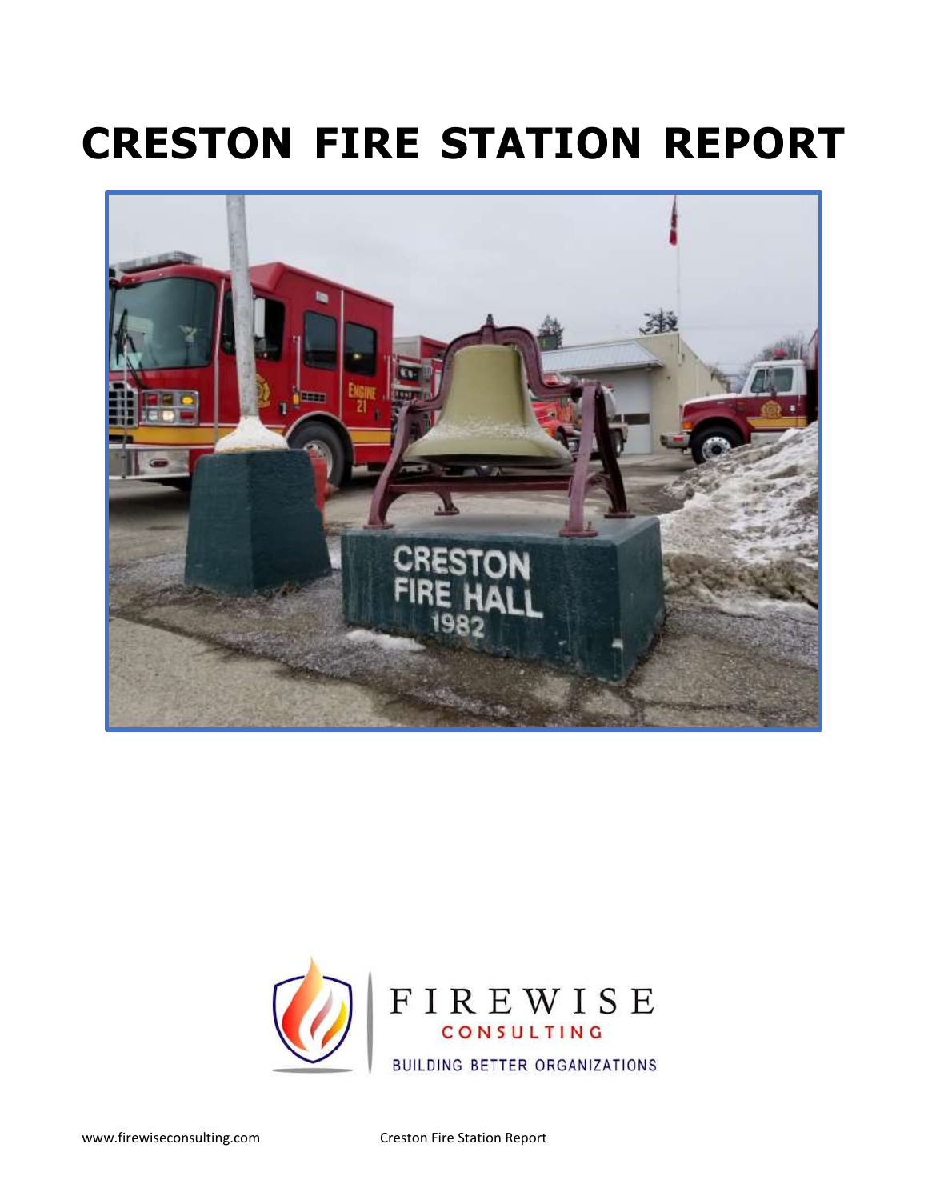# CRESTON FIRE STATION REPORT

FIREWISE
CONSULTING
BUILDING BETTER ORGANIZATIONS

www.firewiseconsulting.com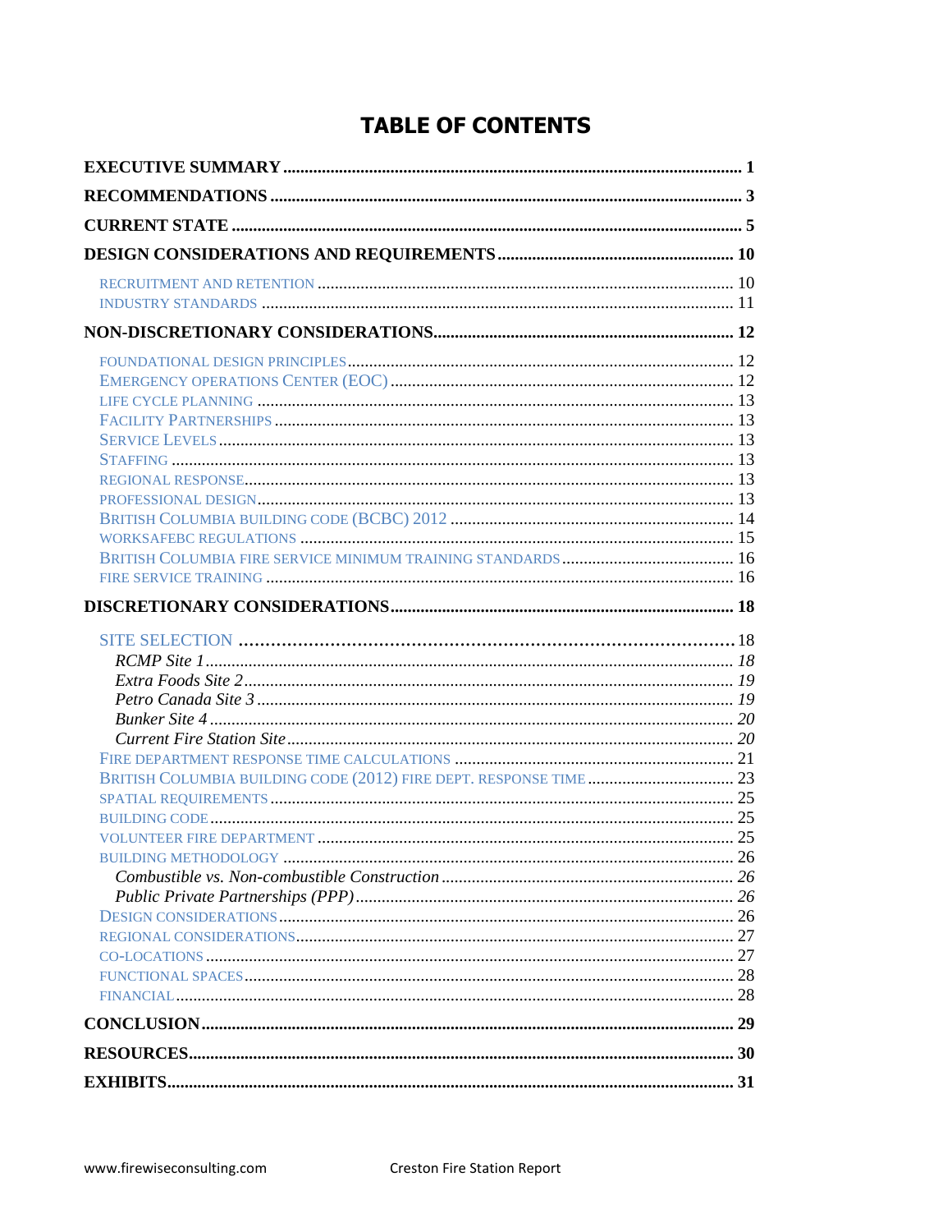# TABLE OF CONTENTS

**EXECUTIVE SUMMARY** .......... 1

**RECOMMENDATIONS** .......... 3

**CURRENT STATE** .......... 5

**DESIGN CONSIDERATIONS AND REQUIREMENTS** .......... 10

- RECRUITMENT AND RETENTION .......... 10
- INDUSTRY STANDARDS .......... 11

**NON-DISCRETIONARY CONSIDERATIONS** .......... 12

- FOUNDATIONAL DESIGN PRINCIPLES .......... 12
- EMERGENCY OPERATIONS CENTER (EOC) .......... 12
- LIFE CYCLE PLANNING .......... 13
- FACILITY PARTNERSHIPS .......... 13
- SERVICE LEVELS .......... 13
- STAFFING .......... 13
- REGIONAL RESPONSE .......... 13
- PROFESSIONAL DESIGN .......... 13
- BRITISH COLUMBIA BUILDING CODE (BCBC) 2012 .......... 14
- WORKSAFEBC REGULATIONS .......... 15
- BRITISH COLUMBIA FIRE SERVICE MINIMUM TRAINING STANDARDS .......... 16
- FIRE SERVICE TRAINING .......... 16

**DISCRETIONARY CONSIDERATIONS** .......... 18

- SITE SELECTION .......... 18
  - *RCMP Site 1* .......... *18*
  - *Extra Foods Site 2* .......... *19*
  - *Petro Canada Site 3* .......... *19*
  - *Bunker Site 4* .......... *20*
  - *Current Fire Station Site* .......... *20*
- FIRE DEPARTMENT RESPONSE TIME CALCULATIONS .......... 21
- BRITISH COLUMBIA BUILDING CODE (2012) FIRE DEPT. RESPONSE TIME .......... 23
- SPATIAL REQUIREMENTS .......... 25
- BUILDING CODE .......... 25
- VOLUNTEER FIRE DEPARTMENT .......... 25
- BUILDING METHODOLOGY .......... 26
  - *Combustible vs. Non-combustible Construction* .......... *26*
  - *Public Private Partnerships (PPP)* .......... *26*
- DESIGN CONSIDERATIONS .......... 26
- REGIONAL CONSIDERATIONS .......... 27
- CO-LOCATIONS .......... 27
- FUNCTIONAL SPACES .......... 28
- FINANCIAL .......... 28

**CONCLUSION** .......... 29

**RESOURCES** .......... 30

**EXHIBITS** .......... 31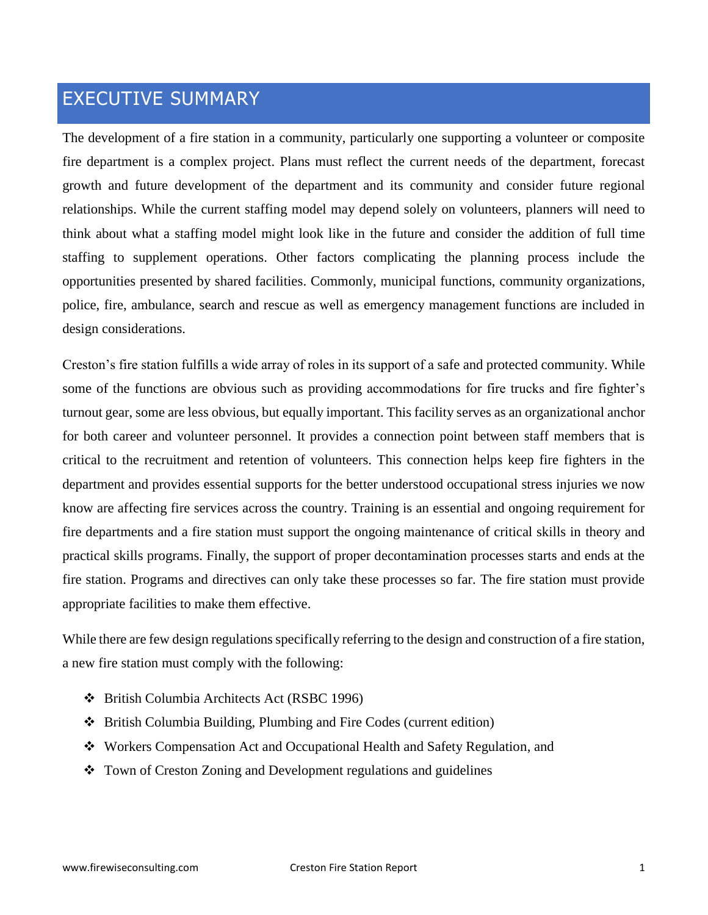# EXECUTIVE SUMMARY

The development of a fire station in a community, particularly one supporting a volunteer or composite fire department is a complex project. Plans must reflect the current needs of the department, forecast growth and future development of the department and its community and consider future regional relationships. While the current staffing model may depend solely on volunteers, planners will need to think about what a staffing model might look like in the future and consider the addition of full time staffing to supplement operations. Other factors complicating the planning process include the opportunities presented by shared facilities. Commonly, municipal functions, community organizations, police, fire, ambulance, search and rescue as well as emergency management functions are included in design considerations.

Creston's fire station fulfills a wide array of roles in its support of a safe and protected community. While some of the functions are obvious such as providing accommodations for fire trucks and fire fighter's turnout gear, some are less obvious, but equally important. This facility serves as an organizational anchor for both career and volunteer personnel. It provides a connection point between staff members that is critical to the recruitment and retention of volunteers. This connection helps keep fire fighters in the department and provides essential supports for the better understood occupational stress injuries we now know are affecting fire services across the country. Training is an essential and ongoing requirement for fire departments and a fire station must support the ongoing maintenance of critical skills in theory and practical skills programs. Finally, the support of proper decontamination processes starts and ends at the fire station. Programs and directives can only take these processes so far. The fire station must provide appropriate facilities to make them effective.

While there are few design regulations specifically referring to the design and construction of a fire station, a new fire station must comply with the following:

- British Columbia Architects Act (RSBC 1996)
- British Columbia Building, Plumbing and Fire Codes (current edition)
- Workers Compensation Act and Occupational Health and Safety Regulation, and
- Town of Creston Zoning and Development regulations and guidelines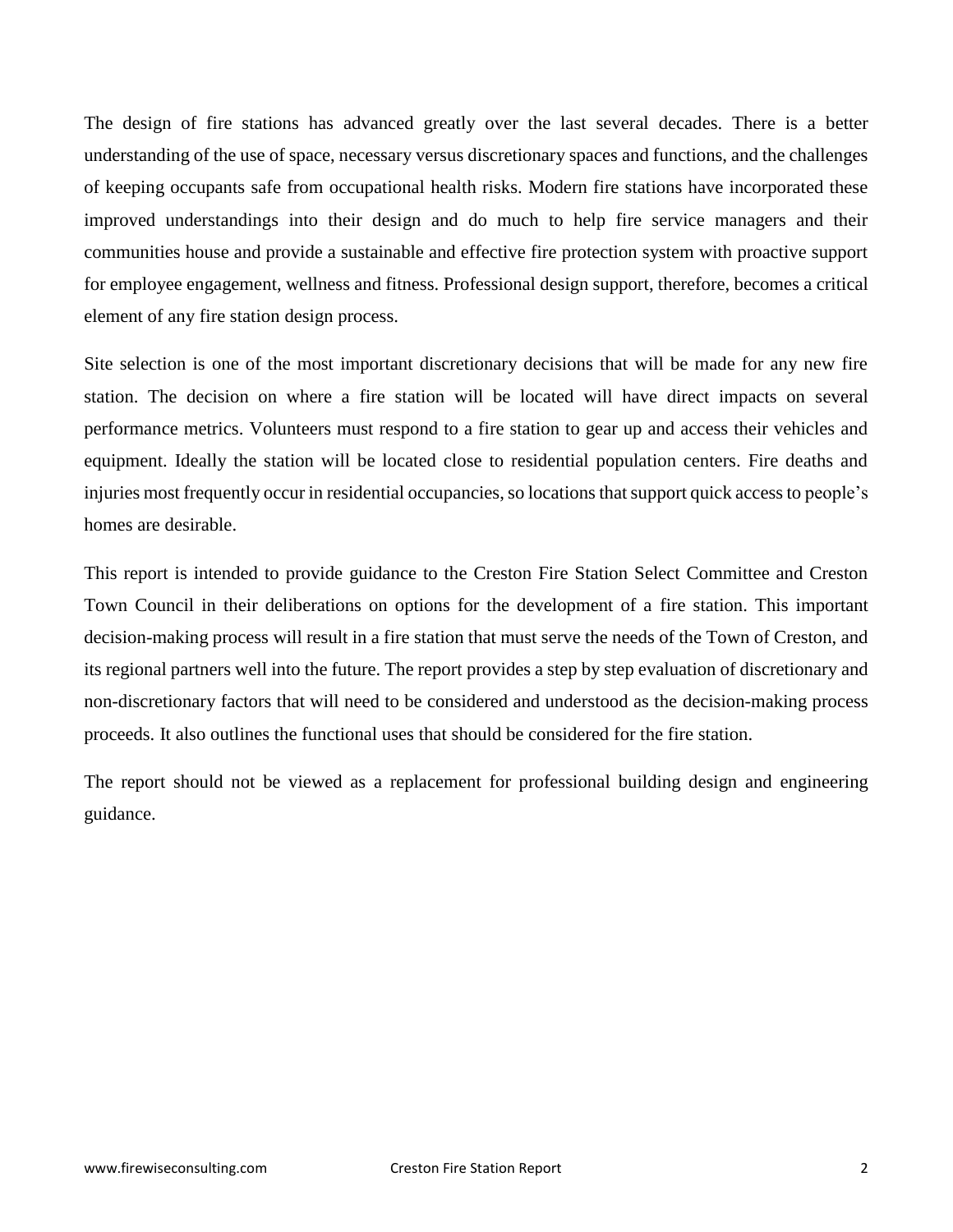The design of fire stations has advanced greatly over the last several decades. There is a better understanding of the use of space, necessary versus discretionary spaces and functions, and the challenges of keeping occupants safe from occupational health risks. Modern fire stations have incorporated these improved understandings into their design and do much to help fire service managers and their communities house and provide a sustainable and effective fire protection system with proactive support for employee engagement, wellness and fitness. Professional design support, therefore, becomes a critical element of any fire station design process.

Site selection is one of the most important discretionary decisions that will be made for any new fire station. The decision on where a fire station will be located will have direct impacts on several performance metrics. Volunteers must respond to a fire station to gear up and access their vehicles and equipment. Ideally the station will be located close to residential population centers. Fire deaths and injuries most frequently occur in residential occupancies, so locations that support quick access to people's homes are desirable.

This report is intended to provide guidance to the Creston Fire Station Select Committee and Creston Town Council in their deliberations on options for the development of a fire station. This important decision-making process will result in a fire station that must serve the needs of the Town of Creston, and its regional partners well into the future. The report provides a step by step evaluation of discretionary and non-discretionary factors that will need to be considered and understood as the decision-making process proceeds. It also outlines the functional uses that should be considered for the fire station.

The report should not be viewed as a replacement for professional building design and engineering guidance.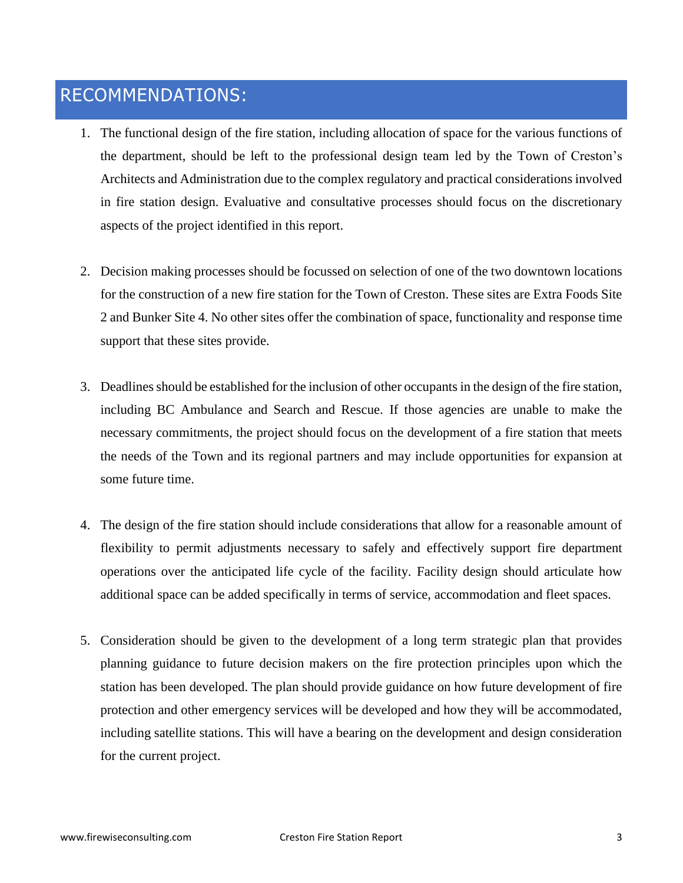## RECOMMENDATIONS:

1. The functional design of the fire station, including allocation of space for the various functions of the department, should be left to the professional design team led by the Town of Creston's Architects and Administration due to the complex regulatory and practical considerations involved in fire station design. Evaluative and consultative processes should focus on the discretionary aspects of the project identified in this report.

2. Decision making processes should be focussed on selection of one of the two downtown locations for the construction of a new fire station for the Town of Creston. These sites are Extra Foods Site 2 and Bunker Site 4. No other sites offer the combination of space, functionality and response time support that these sites provide.

3. Deadlines should be established for the inclusion of other occupants in the design of the fire station, including BC Ambulance and Search and Rescue. If those agencies are unable to make the necessary commitments, the project should focus on the development of a fire station that meets the needs of the Town and its regional partners and may include opportunities for expansion at some future time.

4. The design of the fire station should include considerations that allow for a reasonable amount of flexibility to permit adjustments necessary to safely and effectively support fire department operations over the anticipated life cycle of the facility. Facility design should articulate how additional space can be added specifically in terms of service, accommodation and fleet spaces.

5. Consideration should be given to the development of a long term strategic plan that provides planning guidance to future decision makers on the fire protection principles upon which the station has been developed. The plan should provide guidance on how future development of fire protection and other emergency services will be developed and how they will be accommodated, including satellite stations. This will have a bearing on the development and design consideration for the current project.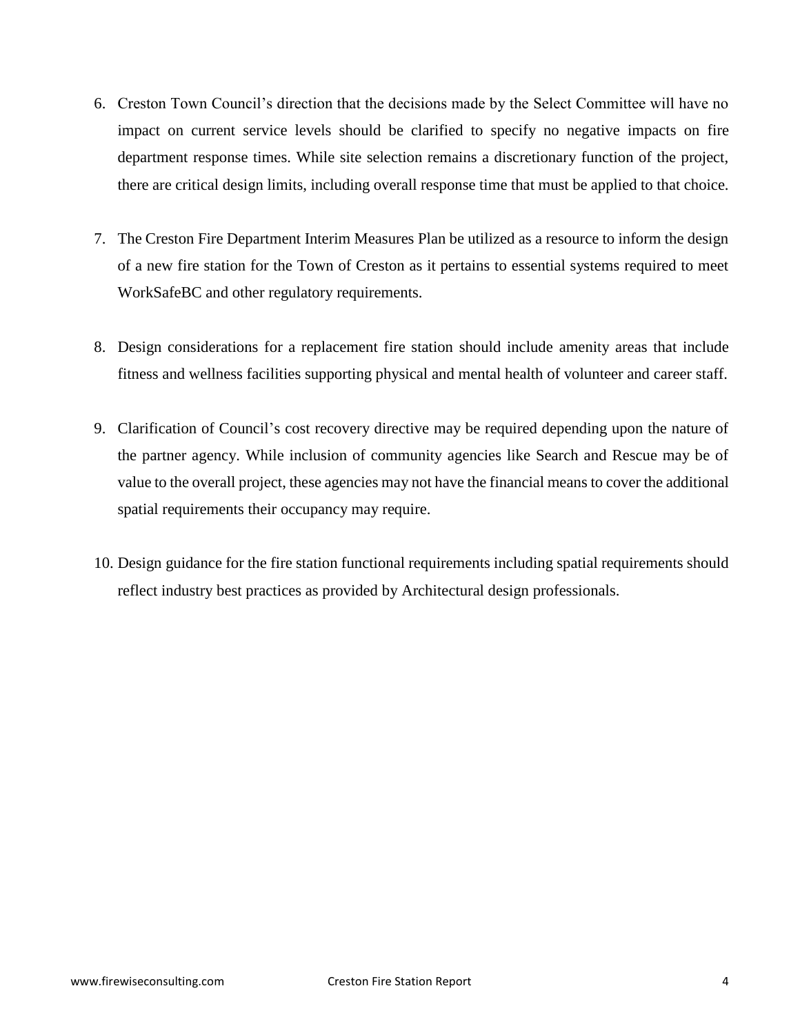6. Creston Town Council's direction that the decisions made by the Select Committee will have no impact on current service levels should be clarified to specify no negative impacts on fire department response times. While site selection remains a discretionary function of the project, there are critical design limits, including overall response time that must be applied to that choice.

7. The Creston Fire Department Interim Measures Plan be utilized as a resource to inform the design of a new fire station for the Town of Creston as it pertains to essential systems required to meet WorkSafeBC and other regulatory requirements.

8. Design considerations for a replacement fire station should include amenity areas that include fitness and wellness facilities supporting physical and mental health of volunteer and career staff.

9. Clarification of Council's cost recovery directive may be required depending upon the nature of the partner agency. While inclusion of community agencies like Search and Rescue may be of value to the overall project, these agencies may not have the financial means to cover the additional spatial requirements their occupancy may require.

10. Design guidance for the fire station functional requirements including spatial requirements should reflect industry best practices as provided by Architectural design professionals.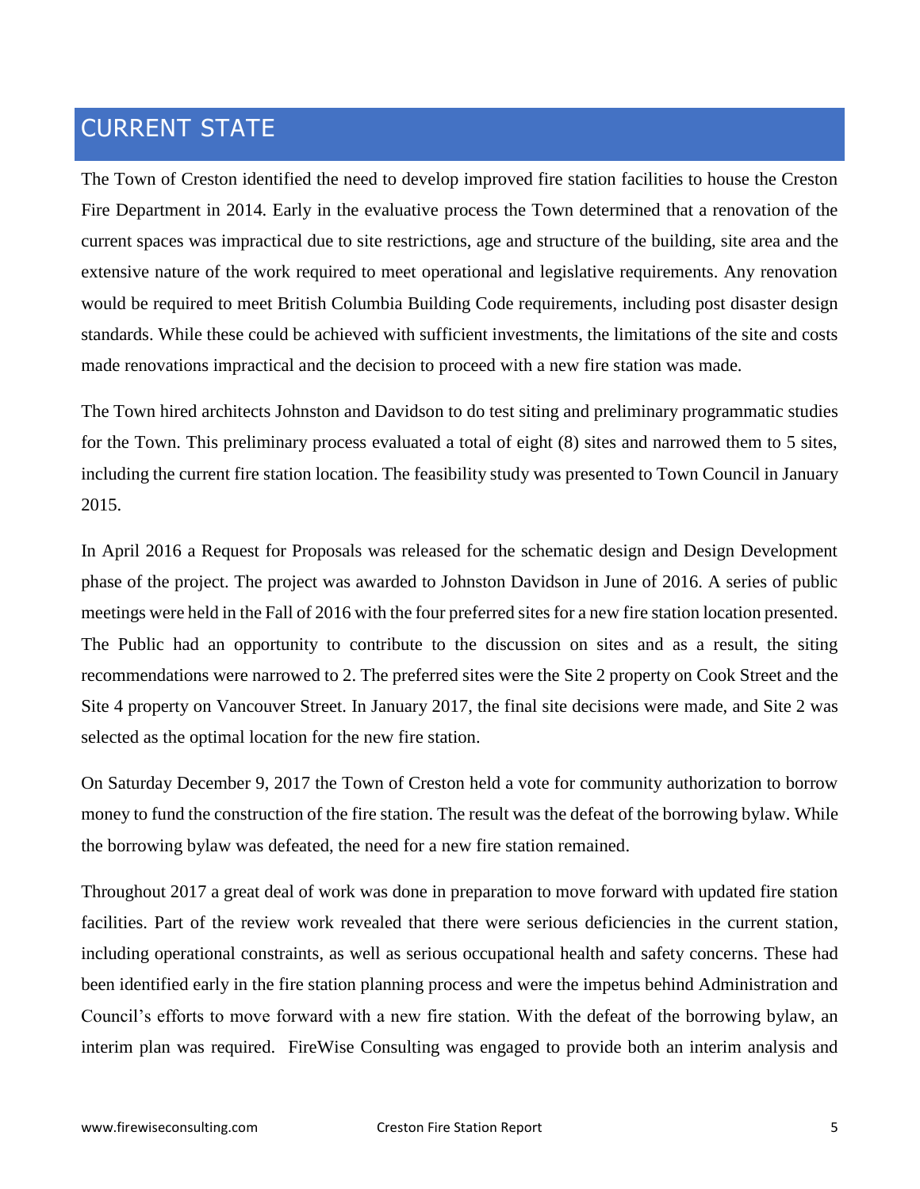# CURRENT STATE

The Town of Creston identified the need to develop improved fire station facilities to house the Creston Fire Department in 2014. Early in the evaluative process the Town determined that a renovation of the current spaces was impractical due to site restrictions, age and structure of the building, site area and the extensive nature of the work required to meet operational and legislative requirements. Any renovation would be required to meet British Columbia Building Code requirements, including post disaster design standards. While these could be achieved with sufficient investments, the limitations of the site and costs made renovations impractical and the decision to proceed with a new fire station was made.

The Town hired architects Johnston and Davidson to do test siting and preliminary programmatic studies for the Town. This preliminary process evaluated a total of eight (8) sites and narrowed them to 5 sites, including the current fire station location. The feasibility study was presented to Town Council in January 2015.

In April 2016 a Request for Proposals was released for the schematic design and Design Development phase of the project. The project was awarded to Johnston Davidson in June of 2016. A series of public meetings were held in the Fall of 2016 with the four preferred sites for a new fire station location presented. The Public had an opportunity to contribute to the discussion on sites and as a result, the siting recommendations were narrowed to 2. The preferred sites were the Site 2 property on Cook Street and the Site 4 property on Vancouver Street. In January 2017, the final site decisions were made, and Site 2 was selected as the optimal location for the new fire station.

On Saturday December 9, 2017 the Town of Creston held a vote for community authorization to borrow money to fund the construction of the fire station. The result was the defeat of the borrowing bylaw. While the borrowing bylaw was defeated, the need for a new fire station remained.

Throughout 2017 a great deal of work was done in preparation to move forward with updated fire station facilities. Part of the review work revealed that there were serious deficiencies in the current station, including operational constraints, as well as serious occupational health and safety concerns. These had been identified early in the fire station planning process and were the impetus behind Administration and Council's efforts to move forward with a new fire station. With the defeat of the borrowing bylaw, an interim plan was required. FireWise Consulting was engaged to provide both an interim analysis and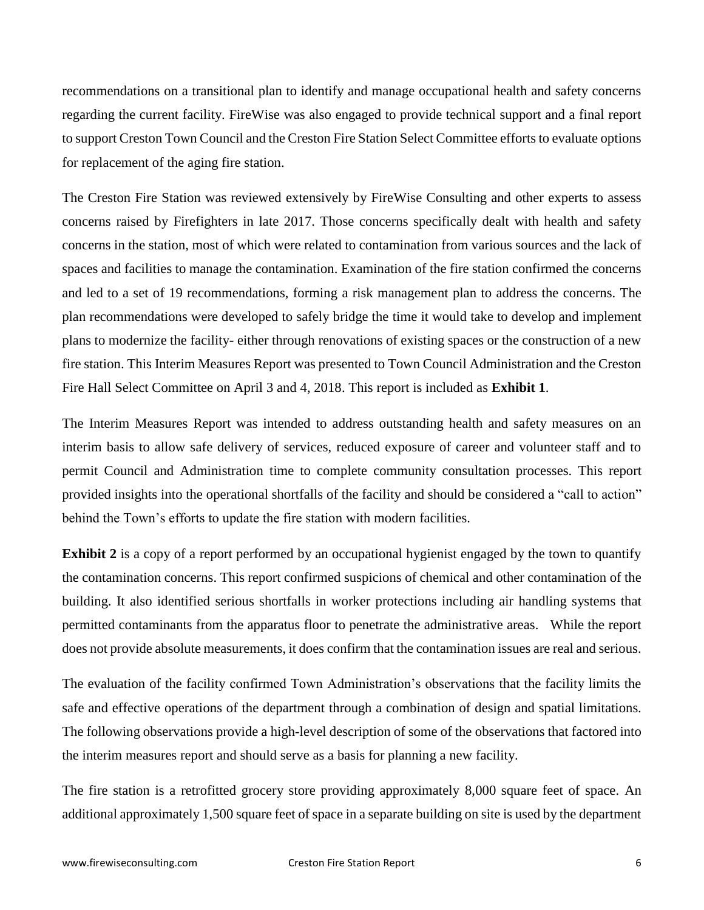recommendations on a transitional plan to identify and manage occupational health and safety concerns regarding the current facility. FireWise was also engaged to provide technical support and a final report to support Creston Town Council and the Creston Fire Station Select Committee efforts to evaluate options for replacement of the aging fire station.

The Creston Fire Station was reviewed extensively by FireWise Consulting and other experts to assess concerns raised by Firefighters in late 2017. Those concerns specifically dealt with health and safety concerns in the station, most of which were related to contamination from various sources and the lack of spaces and facilities to manage the contamination. Examination of the fire station confirmed the concerns and led to a set of 19 recommendations, forming a risk management plan to address the concerns. The plan recommendations were developed to safely bridge the time it would take to develop and implement plans to modernize the facility- either through renovations of existing spaces or the construction of a new fire station. This Interim Measures Report was presented to Town Council Administration and the Creston Fire Hall Select Committee on April 3 and 4, 2018. This report is included as **Exhibit 1**.

The Interim Measures Report was intended to address outstanding health and safety measures on an interim basis to allow safe delivery of services, reduced exposure of career and volunteer staff and to permit Council and Administration time to complete community consultation processes. This report provided insights into the operational shortfalls of the facility and should be considered a "call to action" behind the Town's efforts to update the fire station with modern facilities.

**Exhibit 2** is a copy of a report performed by an occupational hygienist engaged by the town to quantify the contamination concerns. This report confirmed suspicions of chemical and other contamination of the building. It also identified serious shortfalls in worker protections including air handling systems that permitted contaminants from the apparatus floor to penetrate the administrative areas. While the report does not provide absolute measurements, it does confirm that the contamination issues are real and serious.

The evaluation of the facility confirmed Town Administration's observations that the facility limits the safe and effective operations of the department through a combination of design and spatial limitations. The following observations provide a high-level description of some of the observations that factored into the interim measures report and should serve as a basis for planning a new facility.

The fire station is a retrofitted grocery store providing approximately 8,000 square feet of space. An additional approximately 1,500 square feet of space in a separate building on site is used by the department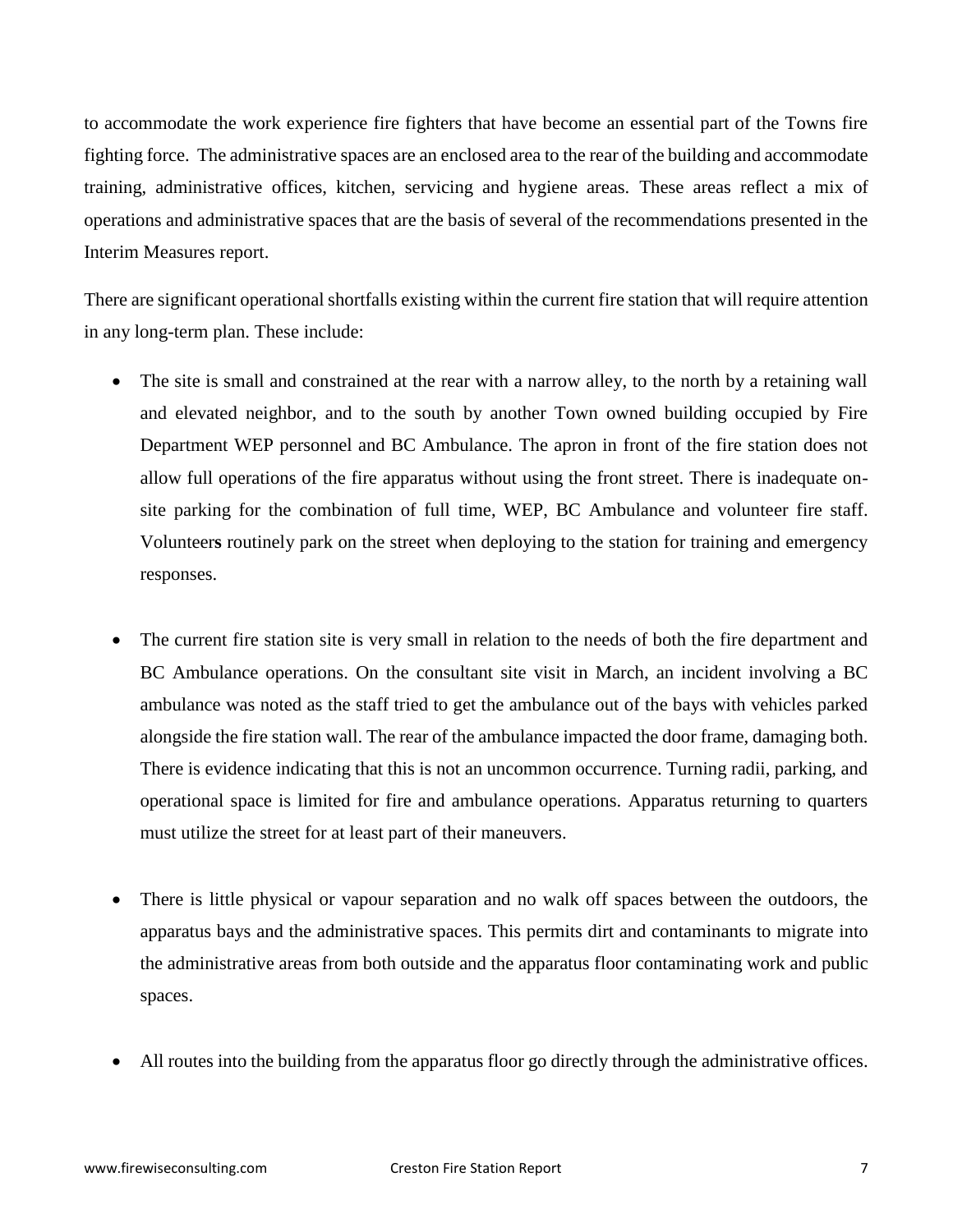to accommodate the work experience fire fighters that have become an essential part of the Towns fire fighting force. The administrative spaces are an enclosed area to the rear of the building and accommodate training, administrative offices, kitchen, servicing and hygiene areas. These areas reflect a mix of operations and administrative spaces that are the basis of several of the recommendations presented in the Interim Measures report.

There are significant operational shortfalls existing within the current fire station that will require attention in any long-term plan. These include:

- The site is small and constrained at the rear with a narrow alley, to the north by a retaining wall and elevated neighbor, and to the south by another Town owned building occupied by Fire Department WEP personnel and BC Ambulance. The apron in front of the fire station does not allow full operations of the fire apparatus without using the front street. There is inadequate on-site parking for the combination of full time, WEP, BC Ambulance and volunteer fire staff. Volunteers routinely park on the street when deploying to the station for training and emergency responses.

- The current fire station site is very small in relation to the needs of both the fire department and BC Ambulance operations. On the consultant site visit in March, an incident involving a BC ambulance was noted as the staff tried to get the ambulance out of the bays with vehicles parked alongside the fire station wall. The rear of the ambulance impacted the door frame, damaging both. There is evidence indicating that this is not an uncommon occurrence. Turning radii, parking, and operational space is limited for fire and ambulance operations. Apparatus returning to quarters must utilize the street for at least part of their maneuvers.

- There is little physical or vapour separation and no walk off spaces between the outdoors, the apparatus bays and the administrative spaces. This permits dirt and contaminants to migrate into the administrative areas from both outside and the apparatus floor contaminating work and public spaces.

- All routes into the building from the apparatus floor go directly through the administrative offices.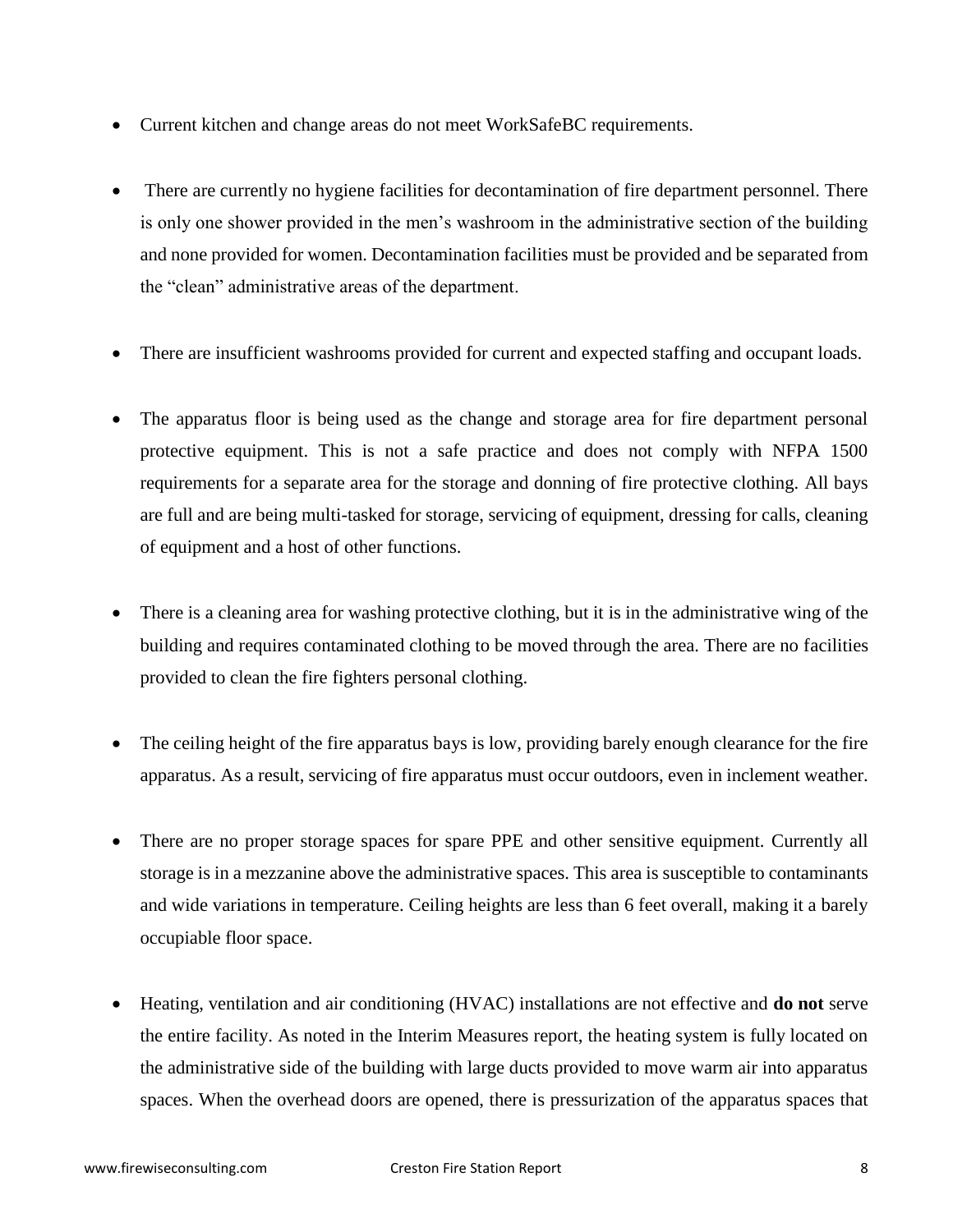- Current kitchen and change areas do not meet WorkSafeBC requirements.

- There are currently no hygiene facilities for decontamination of fire department personnel. There is only one shower provided in the men's washroom in the administrative section of the building and none provided for women. Decontamination facilities must be provided and be separated from the "clean" administrative areas of the department.

- There are insufficient washrooms provided for current and expected staffing and occupant loads.

- The apparatus floor is being used as the change and storage area for fire department personal protective equipment. This is not a safe practice and does not comply with NFPA 1500 requirements for a separate area for the storage and donning of fire protective clothing. All bays are full and are being multi-tasked for storage, servicing of equipment, dressing for calls, cleaning of equipment and a host of other functions.

- There is a cleaning area for washing protective clothing, but it is in the administrative wing of the building and requires contaminated clothing to be moved through the area. There are no facilities provided to clean the fire fighters personal clothing.

- The ceiling height of the fire apparatus bays is low, providing barely enough clearance for the fire apparatus. As a result, servicing of fire apparatus must occur outdoors, even in inclement weather.

- There are no proper storage spaces for spare PPE and other sensitive equipment. Currently all storage is in a mezzanine above the administrative spaces. This area is susceptible to contaminants and wide variations in temperature. Ceiling heights are less than 6 feet overall, making it a barely occupiable floor space.

- Heating, ventilation and air conditioning (HVAC) installations are not effective and **do not** serve the entire facility. As noted in the Interim Measures report, the heating system is fully located on the administrative side of the building with large ducts provided to move warm air into apparatus spaces. When the overhead doors are opened, there is pressurization of the apparatus spaces that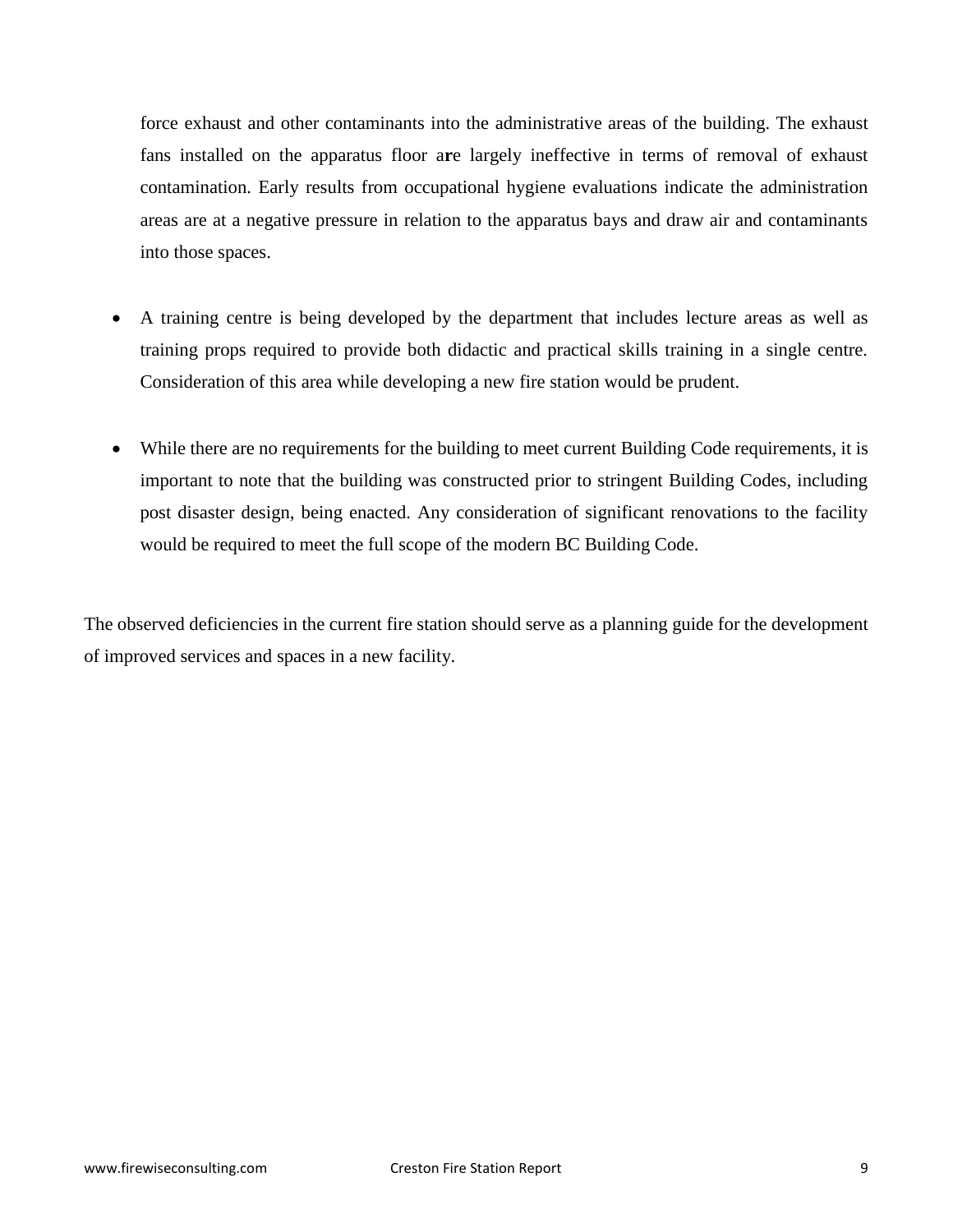force exhaust and other contaminants into the administrative areas of the building. The exhaust fans installed on the apparatus floor are largely ineffective in terms of removal of exhaust contamination. Early results from occupational hygiene evaluations indicate the administration areas are at a negative pressure in relation to the apparatus bays and draw air and contaminants into those spaces.

- A training centre is being developed by the department that includes lecture areas as well as training props required to provide both didactic and practical skills training in a single centre. Consideration of this area while developing a new fire station would be prudent.

- While there are no requirements for the building to meet current Building Code requirements, it is important to note that the building was constructed prior to stringent Building Codes, including post disaster design, being enacted. Any consideration of significant renovations to the facility would be required to meet the full scope of the modern BC Building Code.

The observed deficiencies in the current fire station should serve as a planning guide for the development of improved services and spaces in a new facility.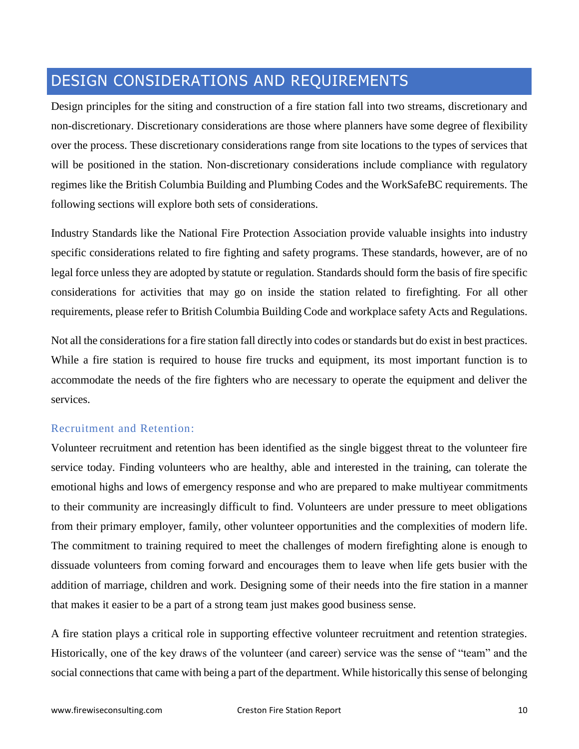# DESIGN CONSIDERATIONS AND REQUIREMENTS

Design principles for the siting and construction of a fire station fall into two streams, discretionary and non-discretionary. Discretionary considerations are those where planners have some degree of flexibility over the process. These discretionary considerations range from site locations to the types of services that will be positioned in the station. Non-discretionary considerations include compliance with regulatory regimes like the British Columbia Building and Plumbing Codes and the WorkSafeBC requirements. The following sections will explore both sets of considerations.

Industry Standards like the National Fire Protection Association provide valuable insights into industry specific considerations related to fire fighting and safety programs. These standards, however, are of no legal force unless they are adopted by statute or regulation. Standards should form the basis of fire specific considerations for activities that may go on inside the station related to firefighting. For all other requirements, please refer to British Columbia Building Code and workplace safety Acts and Regulations.

Not all the considerations for a fire station fall directly into codes or standards but do exist in best practices. While a fire station is required to house fire trucks and equipment, its most important function is to accommodate the needs of the fire fighters who are necessary to operate the equipment and deliver the services.

## Recruitment and Retention:

Volunteer recruitment and retention has been identified as the single biggest threat to the volunteer fire service today. Finding volunteers who are healthy, able and interested in the training, can tolerate the emotional highs and lows of emergency response and who are prepared to make multiyear commitments to their community are increasingly difficult to find. Volunteers are under pressure to meet obligations from their primary employer, family, other volunteer opportunities and the complexities of modern life. The commitment to training required to meet the challenges of modern firefighting alone is enough to dissuade volunteers from coming forward and encourages them to leave when life gets busier with the addition of marriage, children and work. Designing some of their needs into the fire station in a manner that makes it easier to be a part of a strong team just makes good business sense.

A fire station plays a critical role in supporting effective volunteer recruitment and retention strategies. Historically, one of the key draws of the volunteer (and career) service was the sense of "team" and the social connections that came with being a part of the department. While historically this sense of belonging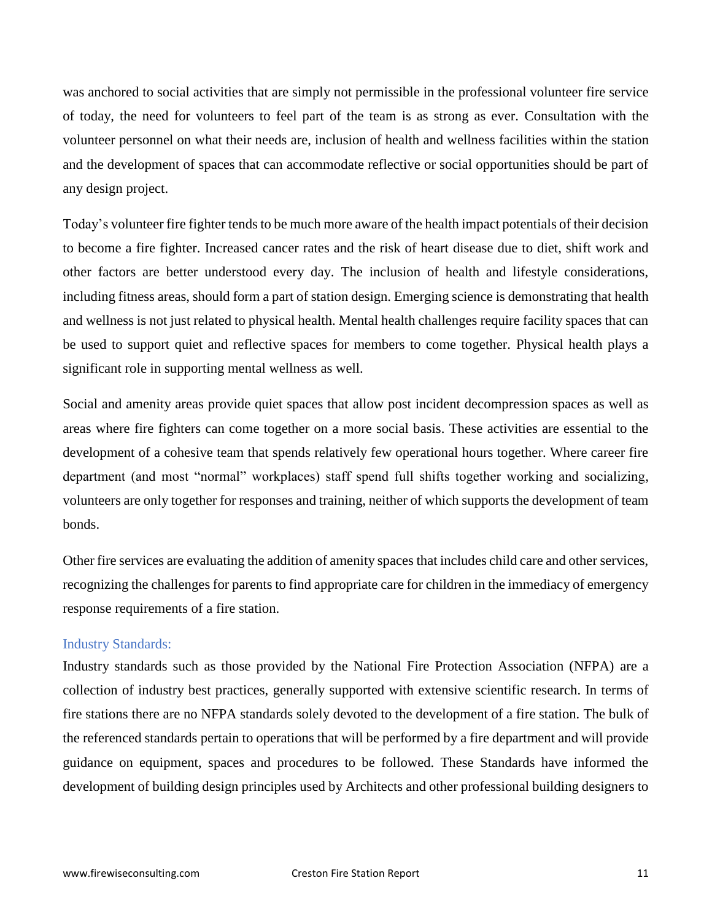was anchored to social activities that are simply not permissible in the professional volunteer fire service of today, the need for volunteers to feel part of the team is as strong as ever. Consultation with the volunteer personnel on what their needs are, inclusion of health and wellness facilities within the station and the development of spaces that can accommodate reflective or social opportunities should be part of any design project.

Today's volunteer fire fighter tends to be much more aware of the health impact potentials of their decision to become a fire fighter. Increased cancer rates and the risk of heart disease due to diet, shift work and other factors are better understood every day. The inclusion of health and lifestyle considerations, including fitness areas, should form a part of station design. Emerging science is demonstrating that health and wellness is not just related to physical health. Mental health challenges require facility spaces that can be used to support quiet and reflective spaces for members to come together. Physical health plays a significant role in supporting mental wellness as well.

Social and amenity areas provide quiet spaces that allow post incident decompression spaces as well as areas where fire fighters can come together on a more social basis. These activities are essential to the development of a cohesive team that spends relatively few operational hours together. Where career fire department (and most "normal" workplaces) staff spend full shifts together working and socializing, volunteers are only together for responses and training, neither of which supports the development of team bonds.

Other fire services are evaluating the addition of amenity spaces that includes child care and other services, recognizing the challenges for parents to find appropriate care for children in the immediacy of emergency response requirements of a fire station.

### Industry Standards:

Industry standards such as those provided by the National Fire Protection Association (NFPA) are a collection of industry best practices, generally supported with extensive scientific research. In terms of fire stations there are no NFPA standards solely devoted to the development of a fire station. The bulk of the referenced standards pertain to operations that will be performed by a fire department and will provide guidance on equipment, spaces and procedures to be followed. These Standards have informed the development of building design principles used by Architects and other professional building designers to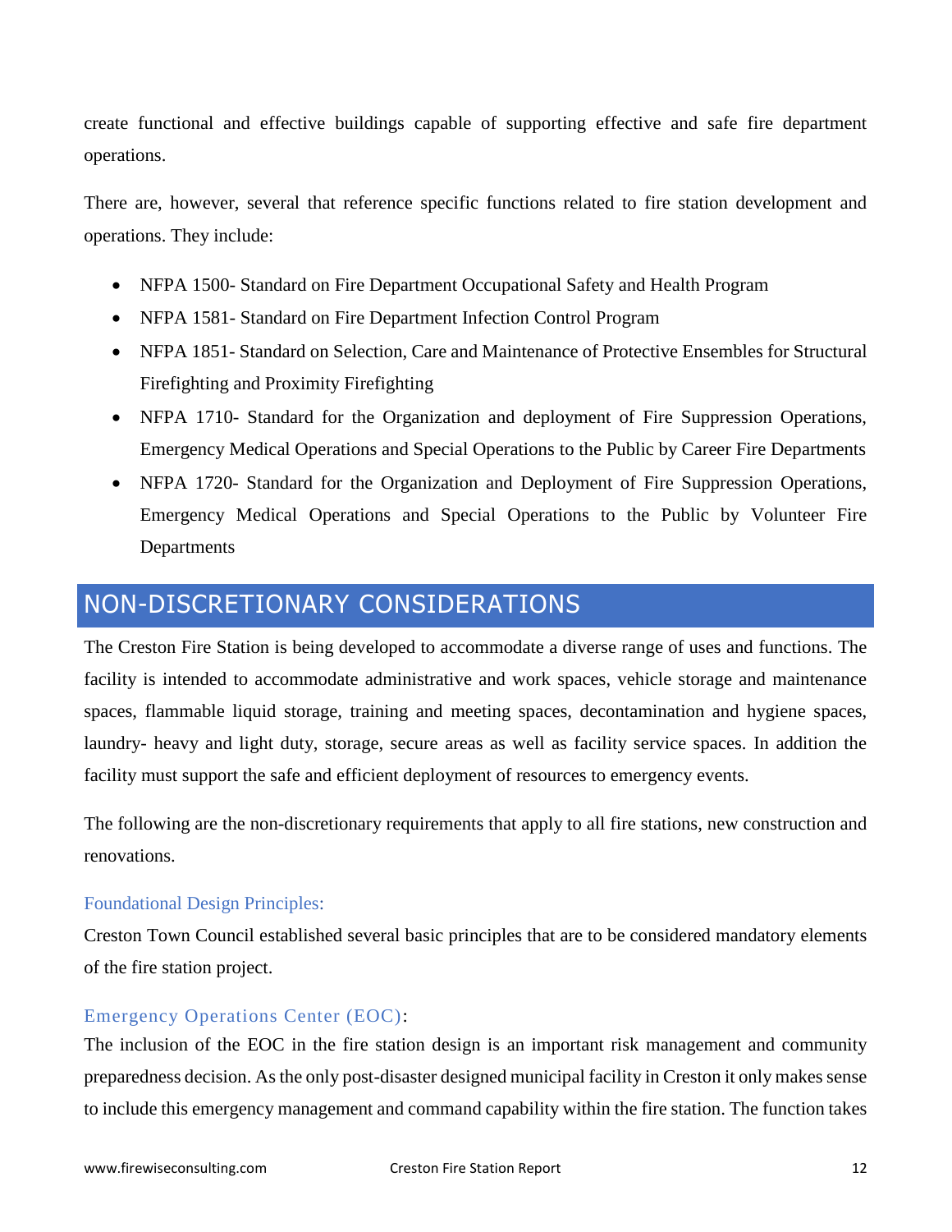create functional and effective buildings capable of supporting effective and safe fire department operations.

There are, however, several that reference specific functions related to fire station development and operations. They include:

- NFPA 1500- Standard on Fire Department Occupational Safety and Health Program
- NFPA 1581- Standard on Fire Department Infection Control Program
- NFPA 1851- Standard on Selection, Care and Maintenance of Protective Ensembles for Structural Firefighting and Proximity Firefighting
- NFPA 1710- Standard for the Organization and deployment of Fire Suppression Operations, Emergency Medical Operations and Special Operations to the Public by Career Fire Departments
- NFPA 1720- Standard for the Organization and Deployment of Fire Suppression Operations, Emergency Medical Operations and Special Operations to the Public by Volunteer Fire Departments

## NON-DISCRETIONARY CONSIDERATIONS

The Creston Fire Station is being developed to accommodate a diverse range of uses and functions. The facility is intended to accommodate administrative and work spaces, vehicle storage and maintenance spaces, flammable liquid storage, training and meeting spaces, decontamination and hygiene spaces, laundry- heavy and light duty, storage, secure areas as well as facility service spaces. In addition the facility must support the safe and efficient deployment of resources to emergency events.

The following are the non-discretionary requirements that apply to all fire stations, new construction and renovations.

### Foundational Design Principles:

Creston Town Council established several basic principles that are to be considered mandatory elements of the fire station project.

### Emergency Operations Center (EOC):

The inclusion of the EOC in the fire station design is an important risk management and community preparedness decision. As the only post-disaster designed municipal facility in Creston it only makes sense to include this emergency management and command capability within the fire station. The function takes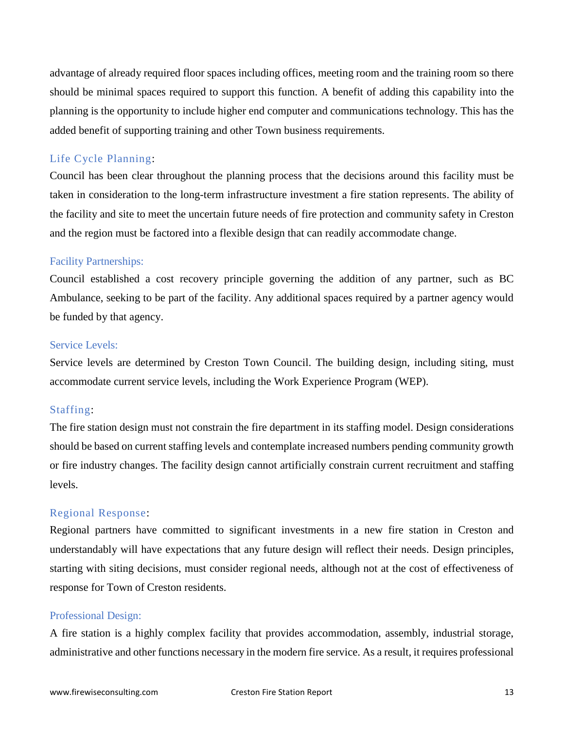advantage of already required floor spaces including offices, meeting room and the training room so there should be minimal spaces required to support this function. A benefit of adding this capability into the planning is the opportunity to include higher end computer and communications technology. This has the added benefit of supporting training and other Town business requirements.

### Life Cycle Planning:

Council has been clear throughout the planning process that the decisions around this facility must be taken in consideration to the long-term infrastructure investment a fire station represents. The ability of the facility and site to meet the uncertain future needs of fire protection and community safety in Creston and the region must be factored into a flexible design that can readily accommodate change.

### Facility Partnerships:

Council established a cost recovery principle governing the addition of any partner, such as BC Ambulance, seeking to be part of the facility. Any additional spaces required by a partner agency would be funded by that agency.

### Service Levels:

Service levels are determined by Creston Town Council. The building design, including siting, must accommodate current service levels, including the Work Experience Program (WEP).

### Staffing:

The fire station design must not constrain the fire department in its staffing model. Design considerations should be based on current staffing levels and contemplate increased numbers pending community growth or fire industry changes. The facility design cannot artificially constrain current recruitment and staffing levels.

### Regional Response:

Regional partners have committed to significant investments in a new fire station in Creston and understandably will have expectations that any future design will reflect their needs. Design principles, starting with siting decisions, must consider regional needs, although not at the cost of effectiveness of response for Town of Creston residents.

### Professional Design:

A fire station is a highly complex facility that provides accommodation, assembly, industrial storage, administrative and other functions necessary in the modern fire service. As a result, it requires professional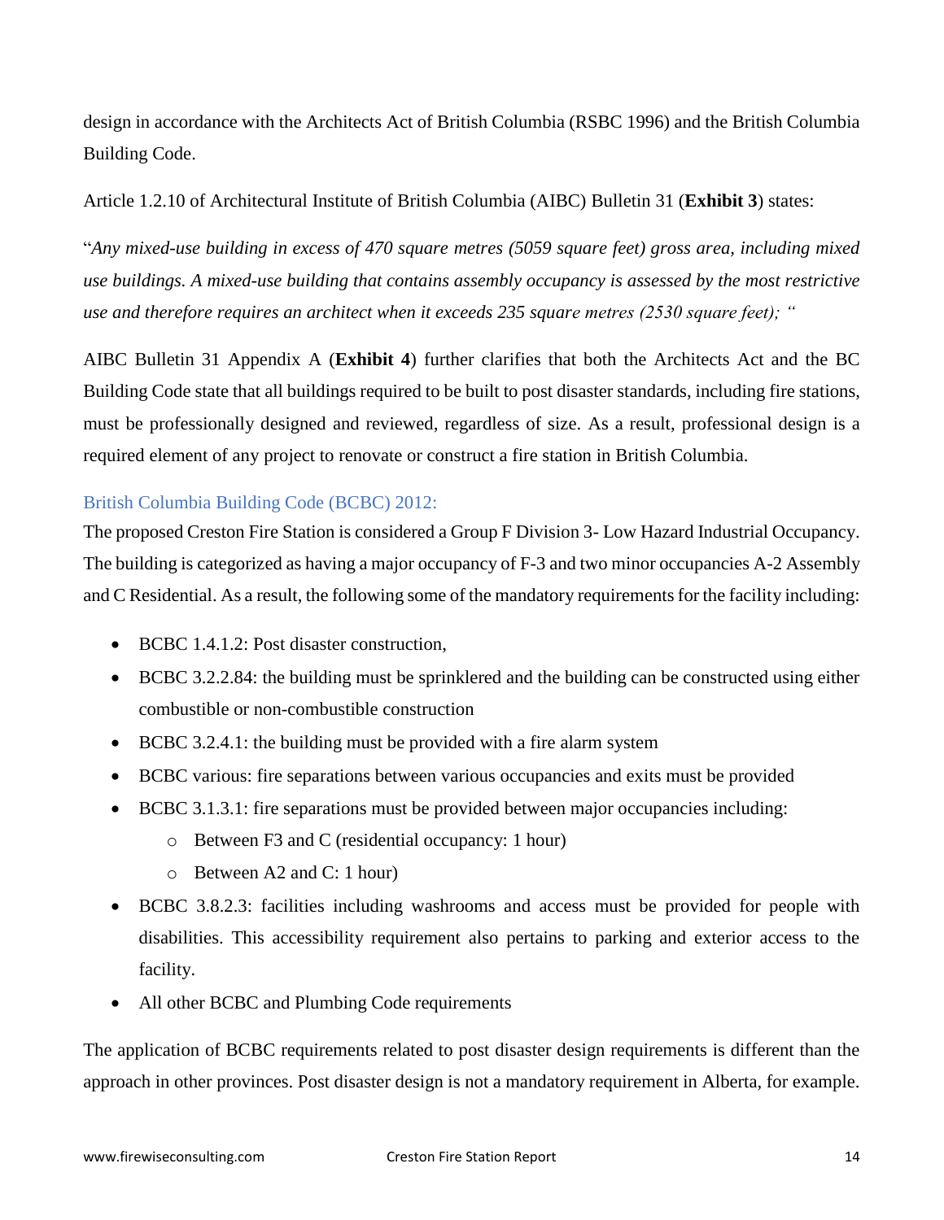design in accordance with the Architects Act of British Columbia (RSBC 1996) and the British Columbia Building Code.

Article 1.2.10 of Architectural Institute of British Columbia (AIBC) Bulletin 31 (**Exhibit 3**) states:

"*Any mixed-use building in excess of 470 square metres (5059 square feet) gross area, including mixed use buildings. A mixed-use building that contains assembly occupancy is assessed by the most restrictive use and therefore requires an architect when it exceeds 235 square metres (2530 square feet); "*

AIBC Bulletin 31 Appendix A (**Exhibit 4**) further clarifies that both the Architects Act and the BC Building Code state that all buildings required to be built to post disaster standards, including fire stations, must be professionally designed and reviewed, regardless of size. As a result, professional design is a required element of any project to renovate or construct a fire station in British Columbia.

### British Columbia Building Code (BCBC) 2012:

The proposed Creston Fire Station is considered a Group F Division 3- Low Hazard Industrial Occupancy. The building is categorized as having a major occupancy of F-3 and two minor occupancies A-2 Assembly and C Residential. As a result, the following some of the mandatory requirements for the facility including:

- BCBC 1.4.1.2: Post disaster construction,
- BCBC 3.2.2.84: the building must be sprinklered and the building can be constructed using either combustible or non-combustible construction
- BCBC 3.2.4.1: the building must be provided with a fire alarm system
- BCBC various: fire separations between various occupancies and exits must be provided
- BCBC 3.1.3.1: fire separations must be provided between major occupancies including:
  - Between F3 and C (residential occupancy: 1 hour)
  - Between A2 and C: 1 hour)
- BCBC 3.8.2.3: facilities including washrooms and access must be provided for people with disabilities. This accessibility requirement also pertains to parking and exterior access to the facility.
- All other BCBC and Plumbing Code requirements

The application of BCBC requirements related to post disaster design requirements is different than the approach in other provinces. Post disaster design is not a mandatory requirement in Alberta, for example.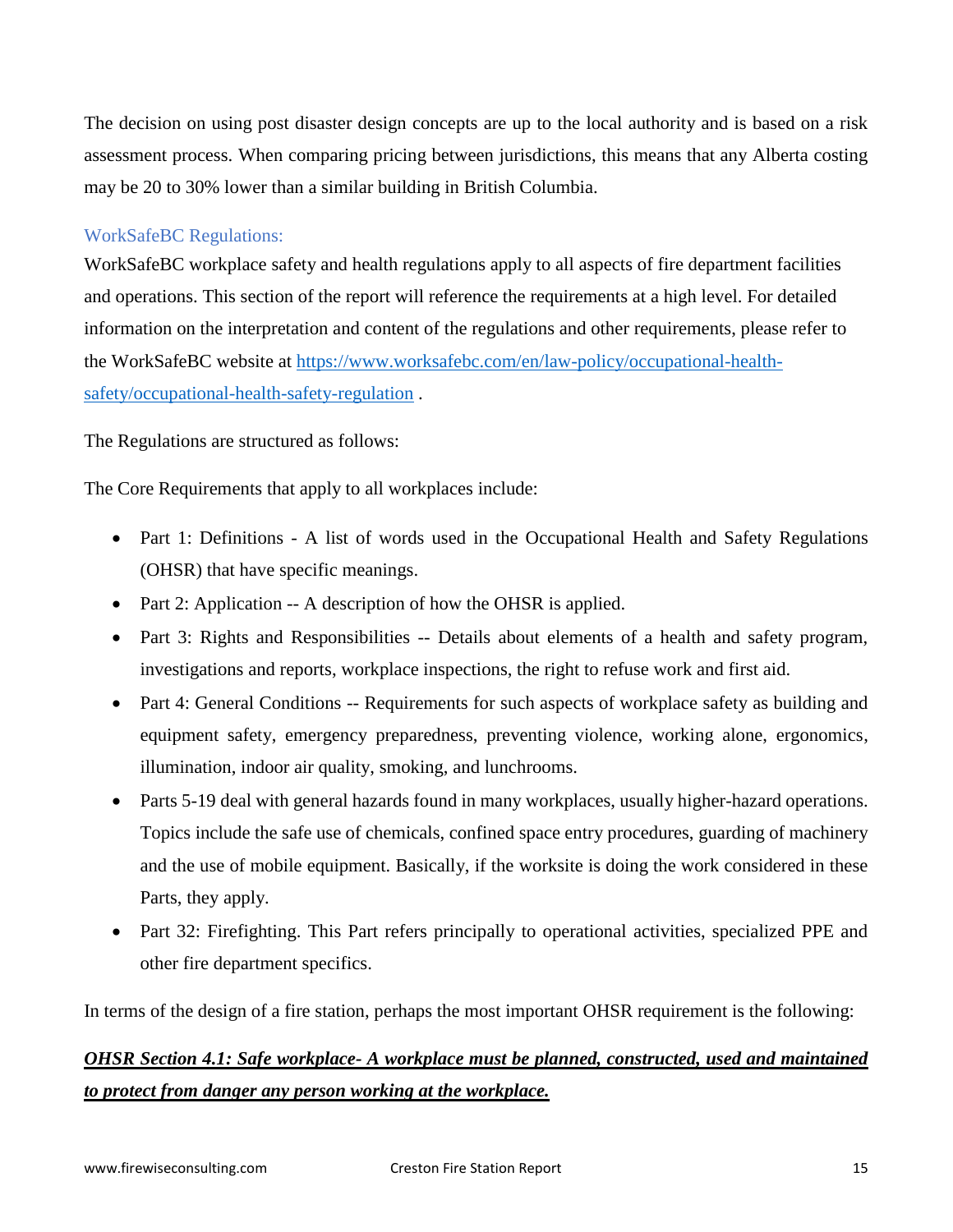The decision on using post disaster design concepts are up to the local authority and is based on a risk assessment process. When comparing pricing between jurisdictions, this means that any Alberta costing may be 20 to 30% lower than a similar building in British Columbia.

### WorkSafeBC Regulations:

WorkSafeBC workplace safety and health regulations apply to all aspects of fire department facilities and operations. This section of the report will reference the requirements at a high level. For detailed information on the interpretation and content of the regulations and other requirements, please refer to the WorkSafeBC website at [https://www.worksafebc.com/en/law-policy/occupational-health-safety/occupational-health-safety-regulation](https://www.worksafebc.com/en/law-policy/occupational-health-safety/occupational-health-safety-regulation) .

The Regulations are structured as follows:

The Core Requirements that apply to all workplaces include:

- Part 1: Definitions - A list of words used in the Occupational Health and Safety Regulations (OHSR) that have specific meanings.
- Part 2: Application -- A description of how the OHSR is applied.
- Part 3: Rights and Responsibilities -- Details about elements of a health and safety program, investigations and reports, workplace inspections, the right to refuse work and first aid.
- Part 4: General Conditions -- Requirements for such aspects of workplace safety as building and equipment safety, emergency preparedness, preventing violence, working alone, ergonomics, illumination, indoor air quality, smoking, and lunchrooms.
- Parts 5-19 deal with general hazards found in many workplaces, usually higher-hazard operations. Topics include the safe use of chemicals, confined space entry procedures, guarding of machinery and the use of mobile equipment. Basically, if the worksite is doing the work considered in these Parts, they apply.
- Part 32: Firefighting. This Part refers principally to operational activities, specialized PPE and other fire department specifics.

In terms of the design of a fire station, perhaps the most important OHSR requirement is the following:

***OHSR Section 4.1: Safe workplace- A workplace must be planned, constructed, used and maintained to protect from danger any person working at the workplace.***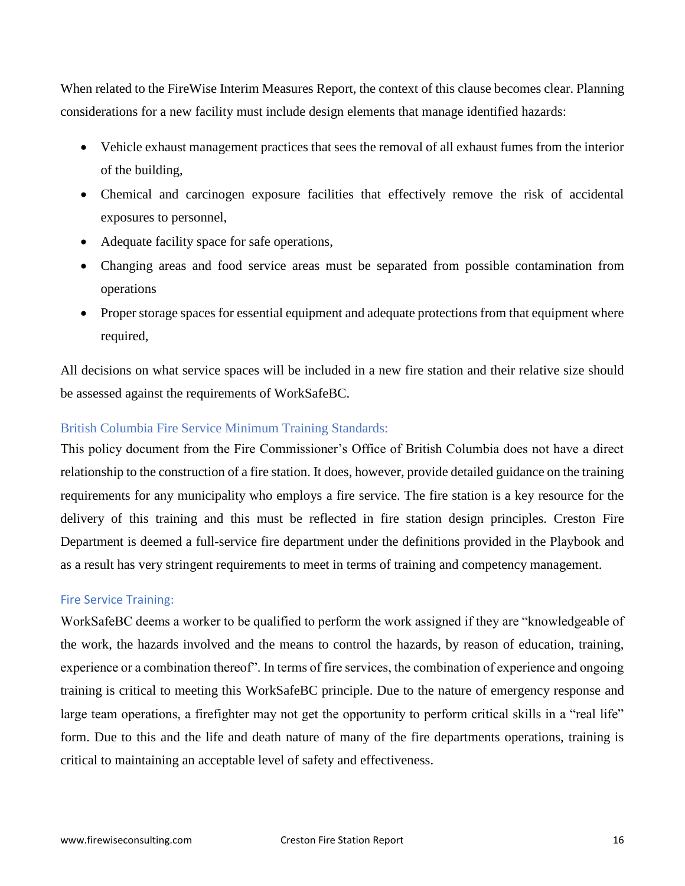When related to the FireWise Interim Measures Report, the context of this clause becomes clear. Planning considerations for a new facility must include design elements that manage identified hazards:

- Vehicle exhaust management practices that sees the removal of all exhaust fumes from the interior of the building,
- Chemical and carcinogen exposure facilities that effectively remove the risk of accidental exposures to personnel,
- Adequate facility space for safe operations,
- Changing areas and food service areas must be separated from possible contamination from operations
- Proper storage spaces for essential equipment and adequate protections from that equipment where required,

All decisions on what service spaces will be included in a new fire station and their relative size should be assessed against the requirements of WorkSafeBC.

### British Columbia Fire Service Minimum Training Standards:

This policy document from the Fire Commissioner's Office of British Columbia does not have a direct relationship to the construction of a fire station. It does, however, provide detailed guidance on the training requirements for any municipality who employs a fire service. The fire station is a key resource for the delivery of this training and this must be reflected in fire station design principles. Creston Fire Department is deemed a full-service fire department under the definitions provided in the Playbook and as a result has very stringent requirements to meet in terms of training and competency management.

### Fire Service Training:

WorkSafeBC deems a worker to be qualified to perform the work assigned if they are "knowledgeable of the work, the hazards involved and the means to control the hazards, by reason of education, training, experience or a combination thereof". In terms of fire services, the combination of experience and ongoing training is critical to meeting this WorkSafeBC principle. Due to the nature of emergency response and large team operations, a firefighter may not get the opportunity to perform critical skills in a "real life" form. Due to this and the life and death nature of many of the fire departments operations, training is critical to maintaining an acceptable level of safety and effectiveness.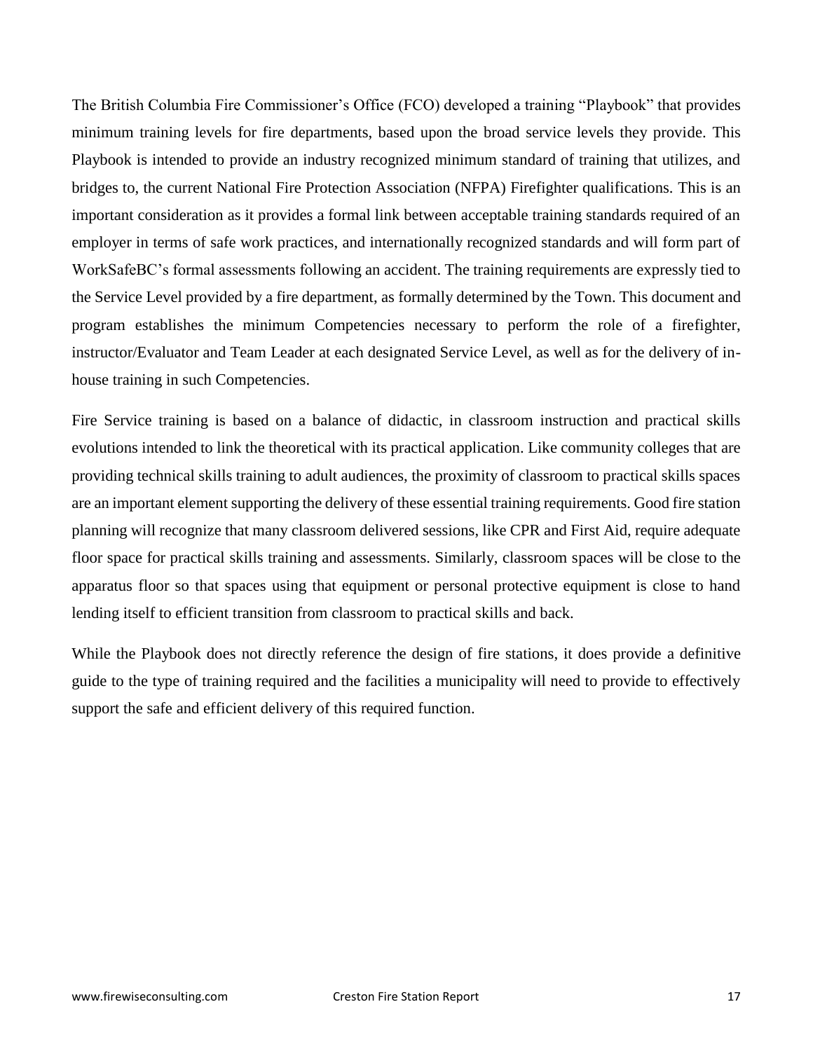The British Columbia Fire Commissioner's Office (FCO) developed a training "Playbook" that provides minimum training levels for fire departments, based upon the broad service levels they provide. This Playbook is intended to provide an industry recognized minimum standard of training that utilizes, and bridges to, the current National Fire Protection Association (NFPA) Firefighter qualifications. This is an important consideration as it provides a formal link between acceptable training standards required of an employer in terms of safe work practices, and internationally recognized standards and will form part of WorkSafeBC's formal assessments following an accident. The training requirements are expressly tied to the Service Level provided by a fire department, as formally determined by the Town. This document and program establishes the minimum Competencies necessary to perform the role of a firefighter, instructor/Evaluator and Team Leader at each designated Service Level, as well as for the delivery of in-house training in such Competencies.

Fire Service training is based on a balance of didactic, in classroom instruction and practical skills evolutions intended to link the theoretical with its practical application. Like community colleges that are providing technical skills training to adult audiences, the proximity of classroom to practical skills spaces are an important element supporting the delivery of these essential training requirements. Good fire station planning will recognize that many classroom delivered sessions, like CPR and First Aid, require adequate floor space for practical skills training and assessments. Similarly, classroom spaces will be close to the apparatus floor so that spaces using that equipment or personal protective equipment is close to hand lending itself to efficient transition from classroom to practical skills and back.

While the Playbook does not directly reference the design of fire stations, it does provide a definitive guide to the type of training required and the facilities a municipality will need to provide to effectively support the safe and efficient delivery of this required function.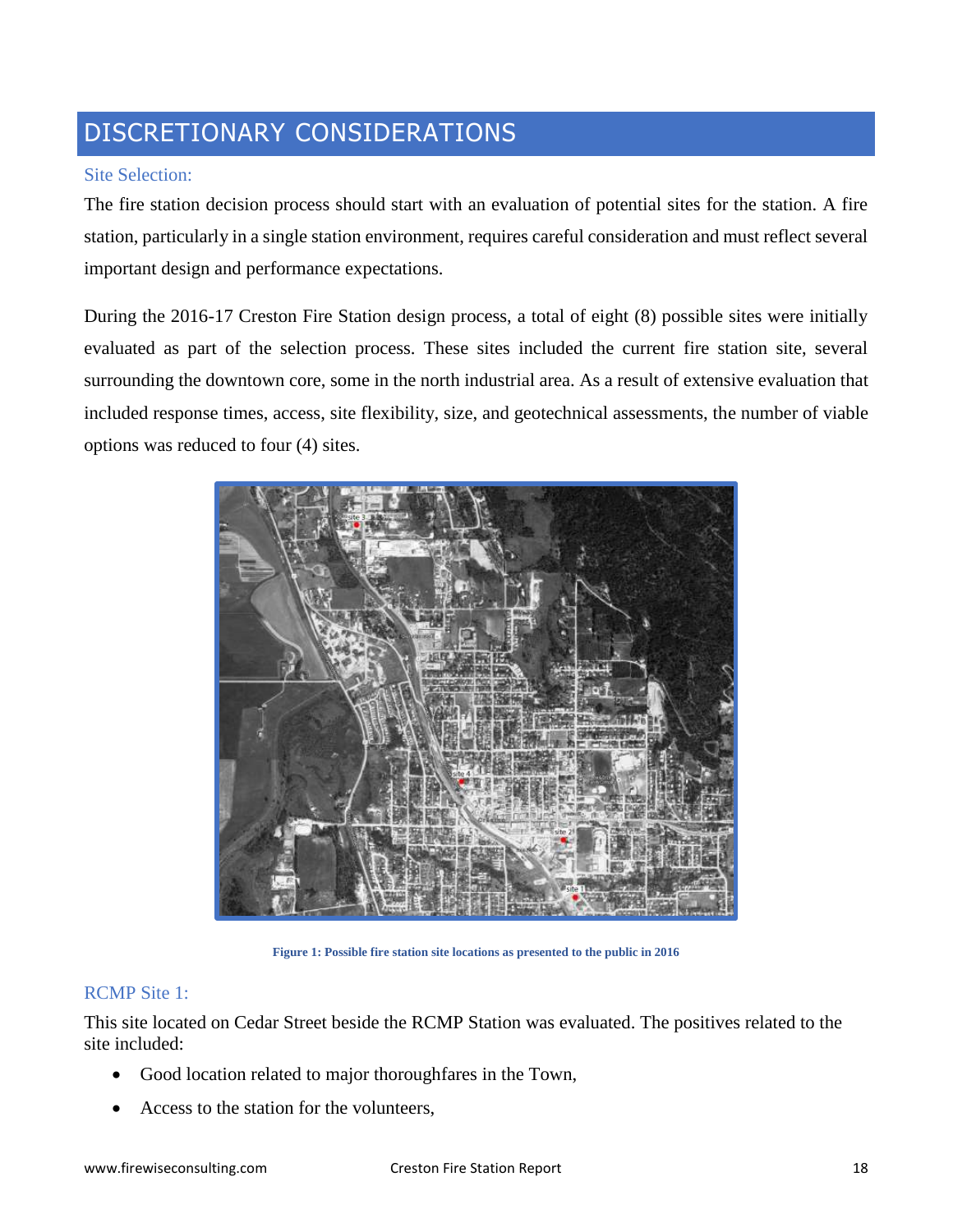# DISCRETIONARY CONSIDERATIONS

## Site Selection:

The fire station decision process should start with an evaluation of potential sites for the station. A fire station, particularly in a single station environment, requires careful consideration and must reflect several important design and performance expectations.

During the 2016-17 Creston Fire Station design process, a total of eight (8) possible sites were initially evaluated as part of the selection process. These sites included the current fire station site, several surrounding the downtown core, some in the north industrial area. As a result of extensive evaluation that included response times, access, site flexibility, size, and geotechnical assessments, the number of viable options was reduced to four (4) sites.

**Figure 1: Possible fire station site locations as presented to the public in 2016**

## RCMP Site 1:

This site located on Cedar Street beside the RCMP Station was evaluated. The positives related to the site included:

- Good location related to major thoroughfares in the Town,
- Access to the station for the volunteers,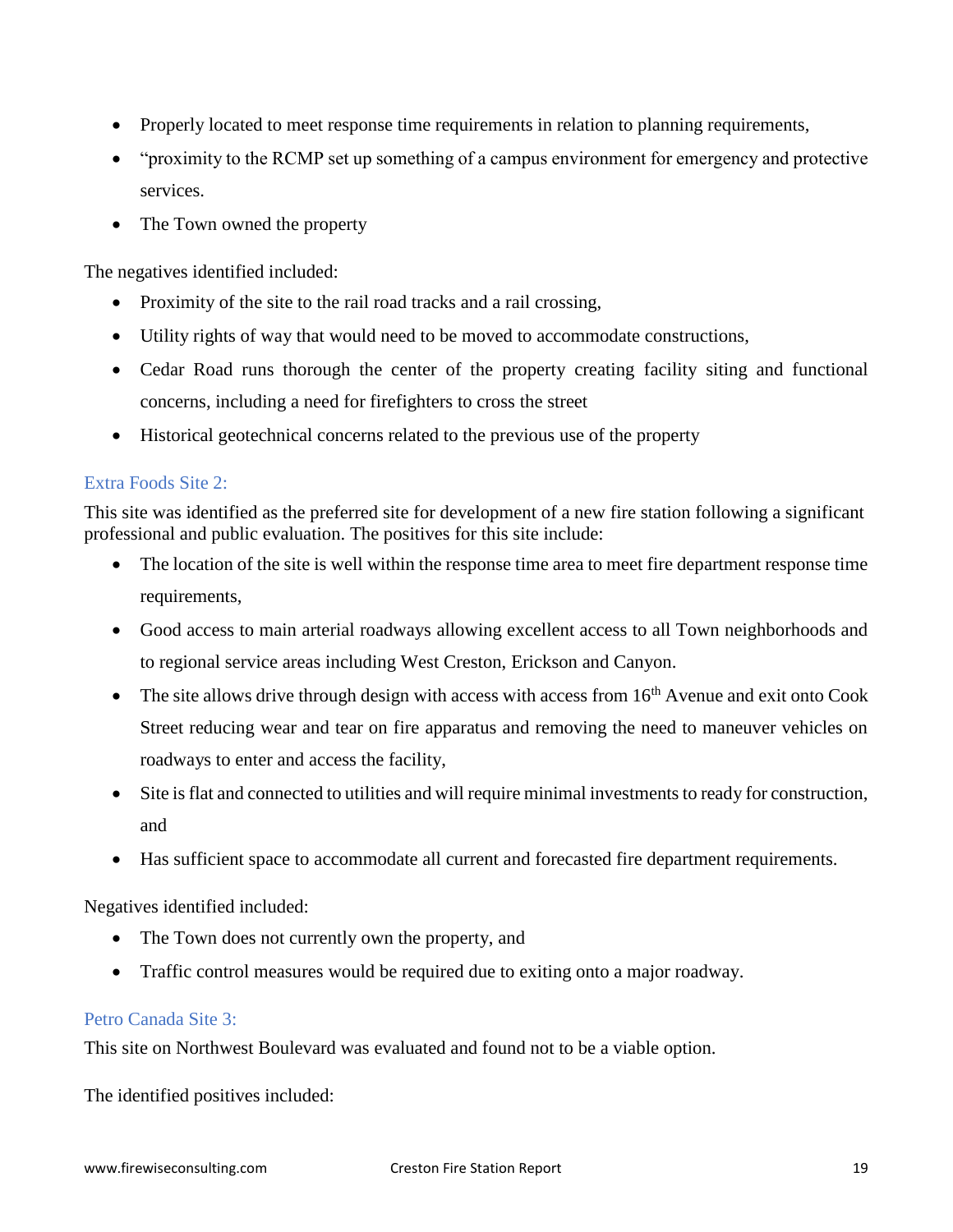- Properly located to meet response time requirements in relation to planning requirements,
- "proximity to the RCMP set up something of a campus environment for emergency and protective services.
- The Town owned the property

The negatives identified included:

- Proximity of the site to the rail road tracks and a rail crossing,
- Utility rights of way that would need to be moved to accommodate constructions,
- Cedar Road runs thorough the center of the property creating facility siting and functional concerns, including a need for firefighters to cross the street
- Historical geotechnical concerns related to the previous use of the property

### Extra Foods Site 2:

This site was identified as the preferred site for development of a new fire station following a significant professional and public evaluation. The positives for this site include:

- The location of the site is well within the response time area to meet fire department response time requirements,
- Good access to main arterial roadways allowing excellent access to all Town neighborhoods and to regional service areas including West Creston, Erickson and Canyon.
- The site allows drive through design with access with access from 16th Avenue and exit onto Cook Street reducing wear and tear on fire apparatus and removing the need to maneuver vehicles on roadways to enter and access the facility,
- Site is flat and connected to utilities and will require minimal investments to ready for construction, and
- Has sufficient space to accommodate all current and forecasted fire department requirements.

Negatives identified included:

- The Town does not currently own the property, and
- Traffic control measures would be required due to exiting onto a major roadway.

### Petro Canada Site 3:

This site on Northwest Boulevard was evaluated and found not to be a viable option.

The identified positives included: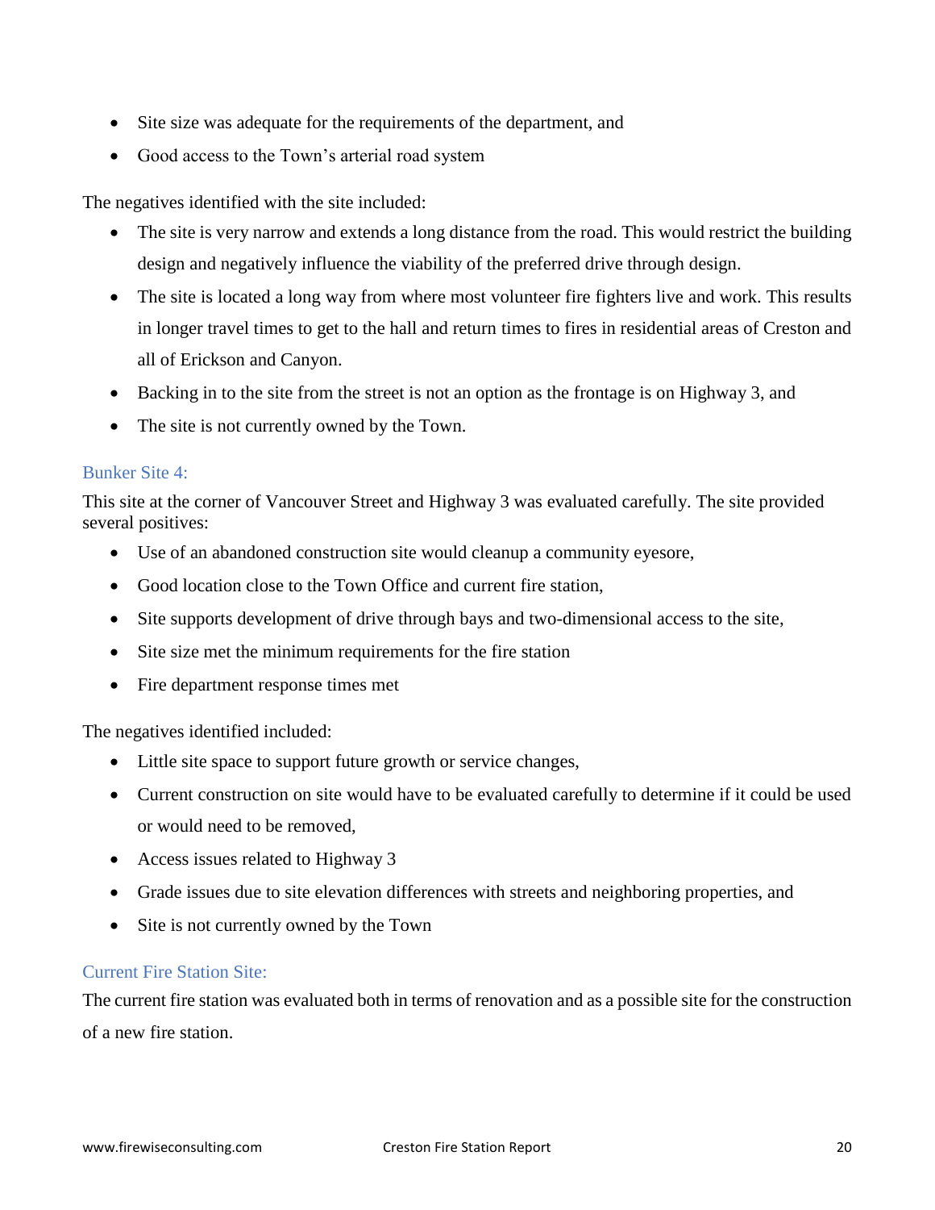- Site size was adequate for the requirements of the department, and
- Good access to the Town's arterial road system

The negatives identified with the site included:

- The site is very narrow and extends a long distance from the road. This would restrict the building design and negatively influence the viability of the preferred drive through design.
- The site is located a long way from where most volunteer fire fighters live and work. This results in longer travel times to get to the hall and return times to fires in residential areas of Creston and all of Erickson and Canyon.
- Backing in to the site from the street is not an option as the frontage is on Highway 3, and
- The site is not currently owned by the Town.

### Bunker Site 4:

This site at the corner of Vancouver Street and Highway 3 was evaluated carefully. The site provided several positives:

- Use of an abandoned construction site would cleanup a community eyesore,
- Good location close to the Town Office and current fire station,
- Site supports development of drive through bays and two-dimensional access to the site,
- Site size met the minimum requirements for the fire station
- Fire department response times met

The negatives identified included:

- Little site space to support future growth or service changes,
- Current construction on site would have to be evaluated carefully to determine if it could be used or would need to be removed,
- Access issues related to Highway 3
- Grade issues due to site elevation differences with streets and neighboring properties, and
- Site is not currently owned by the Town

### Current Fire Station Site:

The current fire station was evaluated both in terms of renovation and as a possible site for the construction of a new fire station.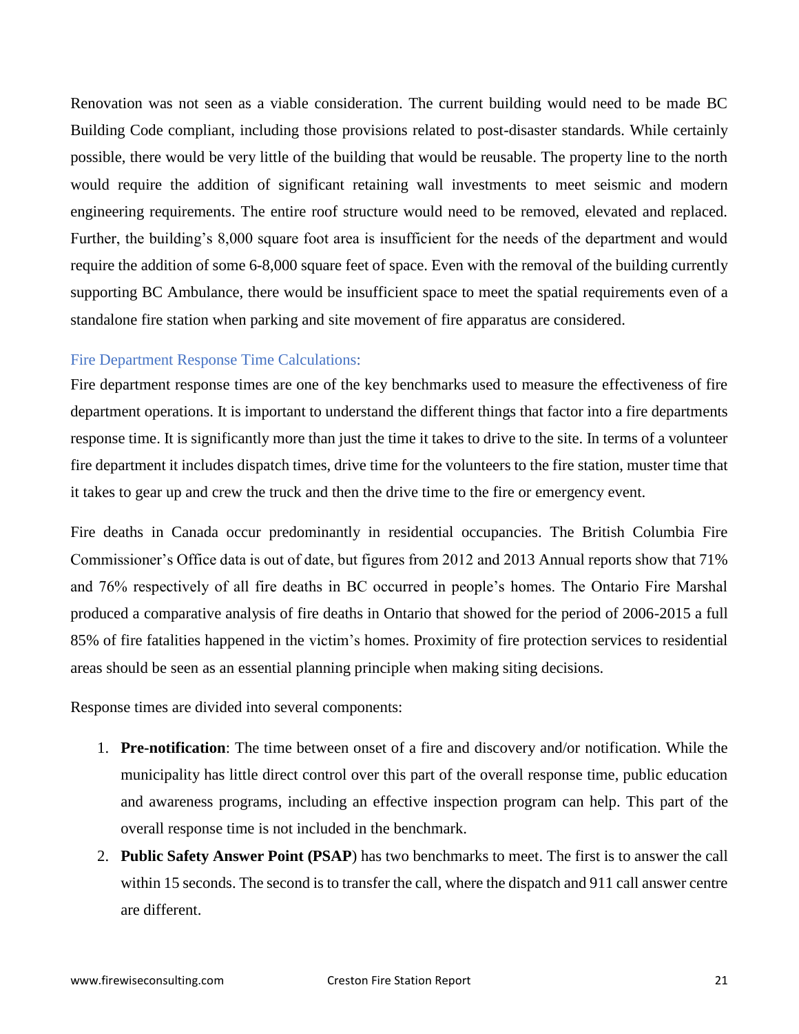Renovation was not seen as a viable consideration. The current building would need to be made BC Building Code compliant, including those provisions related to post-disaster standards. While certainly possible, there would be very little of the building that would be reusable. The property line to the north would require the addition of significant retaining wall investments to meet seismic and modern engineering requirements. The entire roof structure would need to be removed, elevated and replaced. Further, the building's 8,000 square foot area is insufficient for the needs of the department and would require the addition of some 6-8,000 square feet of space. Even with the removal of the building currently supporting BC Ambulance, there would be insufficient space to meet the spatial requirements even of a standalone fire station when parking and site movement of fire apparatus are considered.

### Fire Department Response Time Calculations:

Fire department response times are one of the key benchmarks used to measure the effectiveness of fire department operations. It is important to understand the different things that factor into a fire departments response time. It is significantly more than just the time it takes to drive to the site. In terms of a volunteer fire department it includes dispatch times, drive time for the volunteers to the fire station, muster time that it takes to gear up and crew the truck and then the drive time to the fire or emergency event.

Fire deaths in Canada occur predominantly in residential occupancies. The British Columbia Fire Commissioner's Office data is out of date, but figures from 2012 and 2013 Annual reports show that 71% and 76% respectively of all fire deaths in BC occurred in people's homes. The Ontario Fire Marshal produced a comparative analysis of fire deaths in Ontario that showed for the period of 2006-2015 a full 85% of fire fatalities happened in the victim's homes. Proximity of fire protection services to residential areas should be seen as an essential planning principle when making siting decisions.

Response times are divided into several components:

1. **Pre-notification**: The time between onset of a fire and discovery and/or notification. While the municipality has little direct control over this part of the overall response time, public education and awareness programs, including an effective inspection program can help. This part of the overall response time is not included in the benchmark.
2. **Public Safety Answer Point (PSAP**) has two benchmarks to meet. The first is to answer the call within 15 seconds. The second is to transfer the call, where the dispatch and 911 call answer centre are different.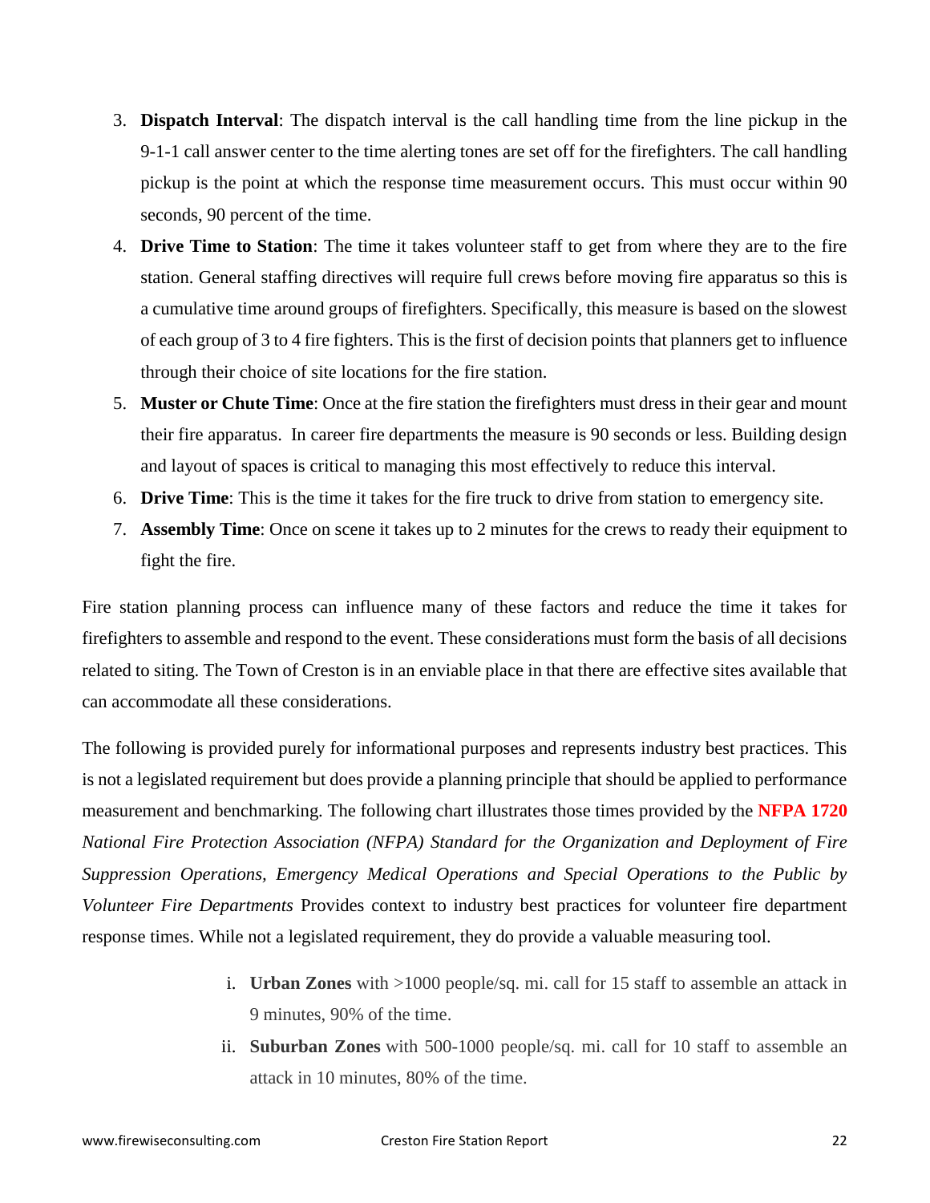3. **Dispatch Interval**: The dispatch interval is the call handling time from the line pickup in the 9-1-1 call answer center to the time alerting tones are set off for the firefighters. The call handling pickup is the point at which the response time measurement occurs. This must occur within 90 seconds, 90 percent of the time.
4. **Drive Time to Station**: The time it takes volunteer staff to get from where they are to the fire station. General staffing directives will require full crews before moving fire apparatus so this is a cumulative time around groups of firefighters. Specifically, this measure is based on the slowest of each group of 3 to 4 fire fighters. This is the first of decision points that planners get to influence through their choice of site locations for the fire station.
5. **Muster or Chute Time**: Once at the fire station the firefighters must dress in their gear and mount their fire apparatus. In career fire departments the measure is 90 seconds or less. Building design and layout of spaces is critical to managing this most effectively to reduce this interval.
6. **Drive Time**: This is the time it takes for the fire truck to drive from station to emergency site.
7. **Assembly Time**: Once on scene it takes up to 2 minutes for the crews to ready their equipment to fight the fire.

Fire station planning process can influence many of these factors and reduce the time it takes for firefighters to assemble and respond to the event. These considerations must form the basis of all decisions related to siting. The Town of Creston is in an enviable place in that there are effective sites available that can accommodate all these considerations.

The following is provided purely for informational purposes and represents industry best practices. This is not a legislated requirement but does provide a planning principle that should be applied to performance measurement and benchmarking. The following chart illustrates those times provided by the **NFPA 1720** *National Fire Protection Association (NFPA) Standard for the Organization and Deployment of Fire Suppression Operations, Emergency Medical Operations and Special Operations to the Public by Volunteer Fire Departments* Provides context to industry best practices for volunteer fire department response times. While not a legislated requirement, they do provide a valuable measuring tool.

i. **Urban Zones** with >1000 people/sq. mi. call for 15 staff to assemble an attack in 9 minutes, 90% of the time.
ii. **Suburban Zones** with 500-1000 people/sq. mi. call for 10 staff to assemble an attack in 10 minutes, 80% of the time.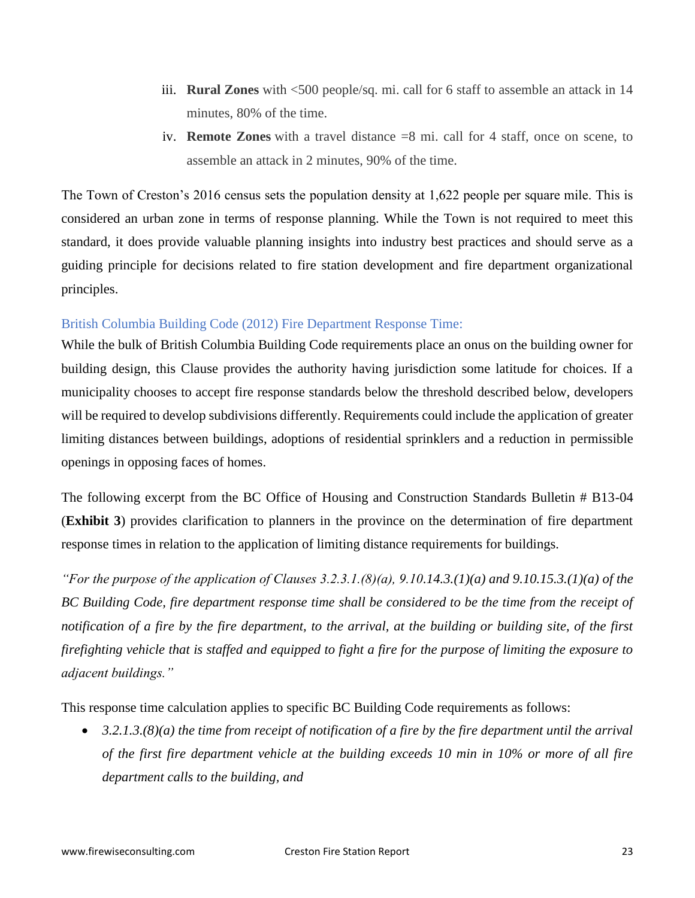iii. **Rural Zones** with <500 people/sq. mi. call for 6 staff to assemble an attack in 14 minutes, 80% of the time.

iv. **Remote Zones** with a travel distance =8 mi. call for 4 staff, once on scene, to assemble an attack in 2 minutes, 90% of the time.

The Town of Creston's 2016 census sets the population density at 1,622 people per square mile. This is considered an urban zone in terms of response planning. While the Town is not required to meet this standard, it does provide valuable planning insights into industry best practices and should serve as a guiding principle for decisions related to fire station development and fire department organizational principles.

### British Columbia Building Code (2012) Fire Department Response Time:

While the bulk of British Columbia Building Code requirements place an onus on the building owner for building design, this Clause provides the authority having jurisdiction some latitude for choices. If a municipality chooses to accept fire response standards below the threshold described below, developers will be required to develop subdivisions differently. Requirements could include the application of greater limiting distances between buildings, adoptions of residential sprinklers and a reduction in permissible openings in opposing faces of homes.

The following excerpt from the BC Office of Housing and Construction Standards Bulletin # B13-04 (**Exhibit 3**) provides clarification to planners in the province on the determination of fire department response times in relation to the application of limiting distance requirements for buildings.

*"For the purpose of the application of Clauses 3.2.3.1.(8)(a), 9.10.14.3.(1)(a) and 9.10.15.3.(1)(a) of the BC Building Code, fire department response time shall be considered to be the time from the receipt of notification of a fire by the fire department, to the arrival, at the building or building site, of the first firefighting vehicle that is staffed and equipped to fight a fire for the purpose of limiting the exposure to adjacent buildings."*

This response time calculation applies to specific BC Building Code requirements as follows:

- *3.2.1.3.(8)(a) the time from receipt of notification of a fire by the fire department until the arrival of the first fire department vehicle at the building exceeds 10 min in 10% or more of all fire department calls to the building, and*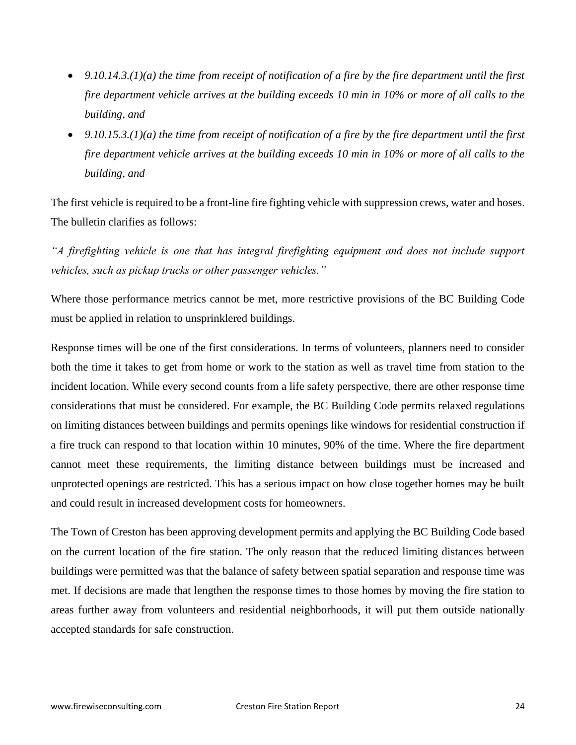- *9.10.14.3.(1)(a) the time from receipt of notification of a fire by the fire department until the first fire department vehicle arrives at the building exceeds 10 min in 10% or more of all calls to the building, and*
- *9.10.15.3.(1)(a) the time from receipt of notification of a fire by the fire department until the first fire department vehicle arrives at the building exceeds 10 min in 10% or more of all calls to the building, and*

The first vehicle is required to be a front-line fire fighting vehicle with suppression crews, water and hoses. The bulletin clarifies as follows:

*"A firefighting vehicle is one that has integral firefighting equipment and does not include support vehicles, such as pickup trucks or other passenger vehicles."*

Where those performance metrics cannot be met, more restrictive provisions of the BC Building Code must be applied in relation to unsprinklered buildings.

Response times will be one of the first considerations. In terms of volunteers, planners need to consider both the time it takes to get from home or work to the station as well as travel time from station to the incident location. While every second counts from a life safety perspective, there are other response time considerations that must be considered. For example, the BC Building Code permits relaxed regulations on limiting distances between buildings and permits openings like windows for residential construction if a fire truck can respond to that location within 10 minutes, 90% of the time. Where the fire department cannot meet these requirements, the limiting distance between buildings must be increased and unprotected openings are restricted. This has a serious impact on how close together homes may be built and could result in increased development costs for homeowners.

The Town of Creston has been approving development permits and applying the BC Building Code based on the current location of the fire station. The only reason that the reduced limiting distances between buildings were permitted was that the balance of safety between spatial separation and response time was met. If decisions are made that lengthen the response times to those homes by moving the fire station to areas further away from volunteers and residential neighborhoods, it will put them outside nationally accepted standards for safe construction.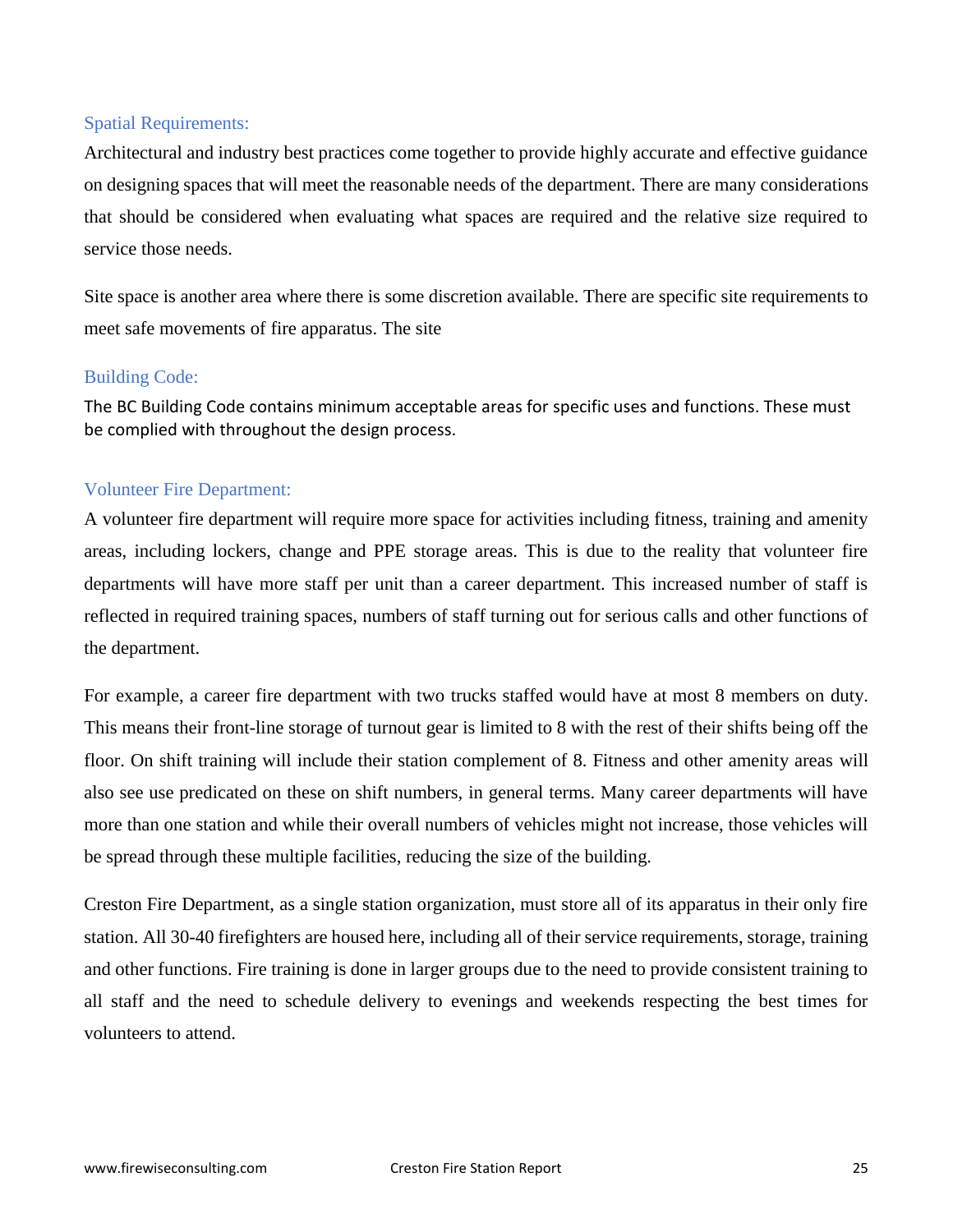### Spatial Requirements:

Architectural and industry best practices come together to provide highly accurate and effective guidance on designing spaces that will meet the reasonable needs of the department. There are many considerations that should be considered when evaluating what spaces are required and the relative size required to service those needs.

Site space is another area where there is some discretion available. There are specific site requirements to meet safe movements of fire apparatus. The site

### Building Code:

The BC Building Code contains minimum acceptable areas for specific uses and functions. These must be complied with throughout the design process.

### Volunteer Fire Department:

A volunteer fire department will require more space for activities including fitness, training and amenity areas, including lockers, change and PPE storage areas. This is due to the reality that volunteer fire departments will have more staff per unit than a career department. This increased number of staff is reflected in required training spaces, numbers of staff turning out for serious calls and other functions of the department.

For example, a career fire department with two trucks staffed would have at most 8 members on duty. This means their front-line storage of turnout gear is limited to 8 with the rest of their shifts being off the floor. On shift training will include their station complement of 8. Fitness and other amenity areas will also see use predicated on these on shift numbers, in general terms. Many career departments will have more than one station and while their overall numbers of vehicles might not increase, those vehicles will be spread through these multiple facilities, reducing the size of the building.

Creston Fire Department, as a single station organization, must store all of its apparatus in their only fire station. All 30-40 firefighters are housed here, including all of their service requirements, storage, training and other functions. Fire training is done in larger groups due to the need to provide consistent training to all staff and the need to schedule delivery to evenings and weekends respecting the best times for volunteers to attend.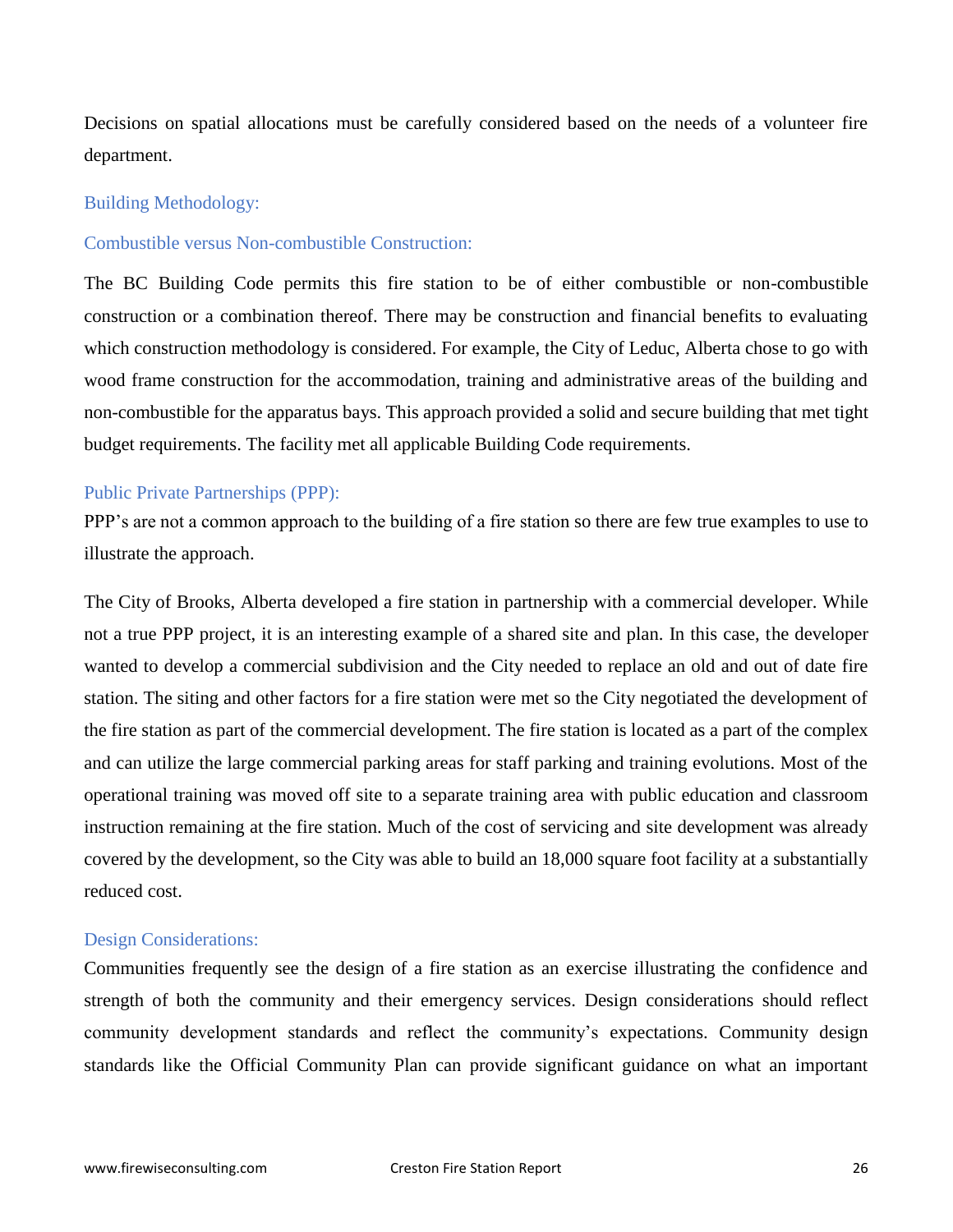Decisions on spatial allocations must be carefully considered based on the needs of a volunteer fire department.

### Building Methodology:

### Combustible versus Non-combustible Construction:

The BC Building Code permits this fire station to be of either combustible or non-combustible construction or a combination thereof. There may be construction and financial benefits to evaluating which construction methodology is considered. For example, the City of Leduc, Alberta chose to go with wood frame construction for the accommodation, training and administrative areas of the building and non-combustible for the apparatus bays. This approach provided a solid and secure building that met tight budget requirements. The facility met all applicable Building Code requirements.

### Public Private Partnerships (PPP):

PPP's are not a common approach to the building of a fire station so there are few true examples to use to illustrate the approach.

The City of Brooks, Alberta developed a fire station in partnership with a commercial developer. While not a true PPP project, it is an interesting example of a shared site and plan. In this case, the developer wanted to develop a commercial subdivision and the City needed to replace an old and out of date fire station. The siting and other factors for a fire station were met so the City negotiated the development of the fire station as part of the commercial development. The fire station is located as a part of the complex and can utilize the large commercial parking areas for staff parking and training evolutions. Most of the operational training was moved off site to a separate training area with public education and classroom instruction remaining at the fire station. Much of the cost of servicing and site development was already covered by the development, so the City was able to build an 18,000 square foot facility at a substantially reduced cost.

### Design Considerations:

Communities frequently see the design of a fire station as an exercise illustrating the confidence and strength of both the community and their emergency services. Design considerations should reflect community development standards and reflect the community's expectations. Community design standards like the Official Community Plan can provide significant guidance on what an important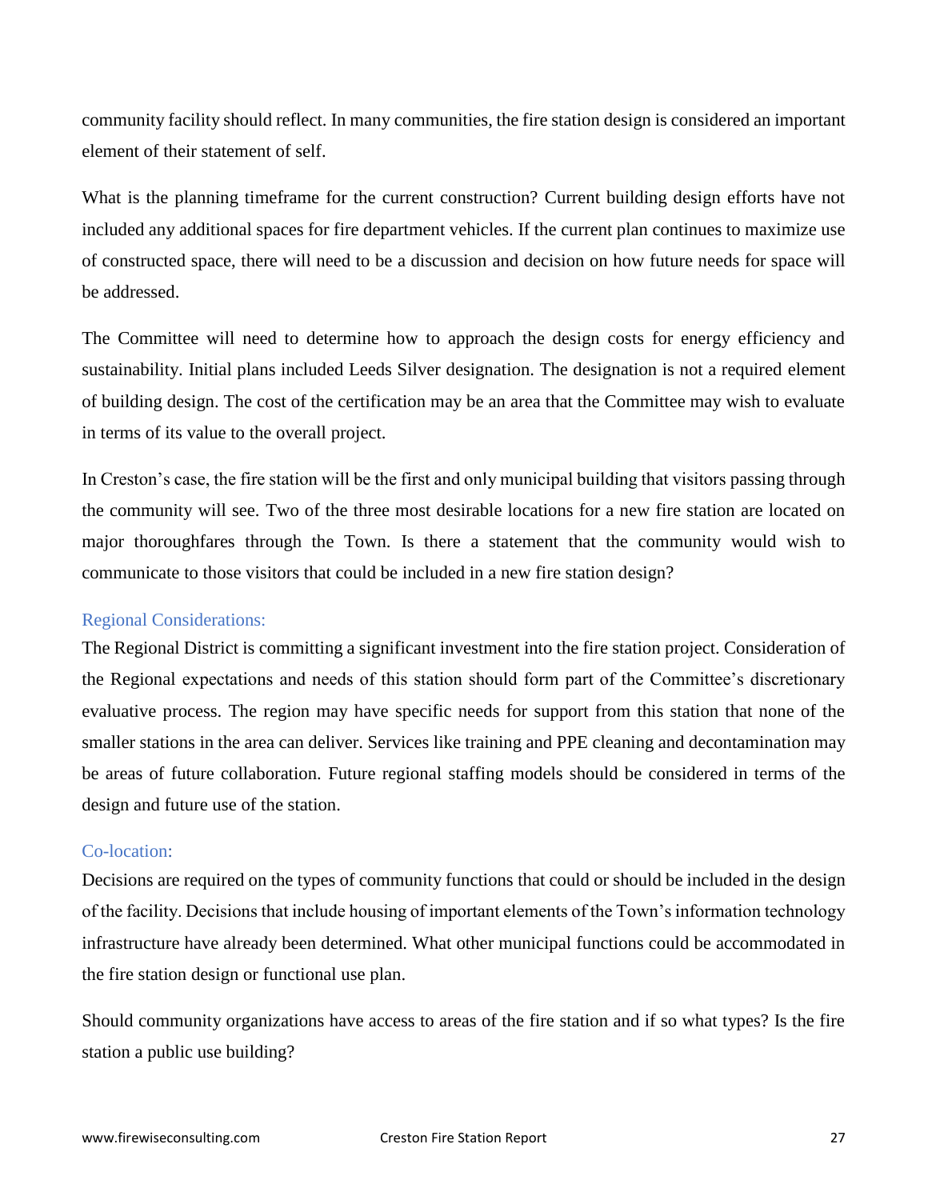community facility should reflect. In many communities, the fire station design is considered an important element of their statement of self.

What is the planning timeframe for the current construction? Current building design efforts have not included any additional spaces for fire department vehicles. If the current plan continues to maximize use of constructed space, there will need to be a discussion and decision on how future needs for space will be addressed.

The Committee will need to determine how to approach the design costs for energy efficiency and sustainability. Initial plans included Leeds Silver designation. The designation is not a required element of building design. The cost of the certification may be an area that the Committee may wish to evaluate in terms of its value to the overall project.

In Creston's case, the fire station will be the first and only municipal building that visitors passing through the community will see. Two of the three most desirable locations for a new fire station are located on major thoroughfares through the Town. Is there a statement that the community would wish to communicate to those visitors that could be included in a new fire station design?

### Regional Considerations:

The Regional District is committing a significant investment into the fire station project. Consideration of the Regional expectations and needs of this station should form part of the Committee's discretionary evaluative process. The region may have specific needs for support from this station that none of the smaller stations in the area can deliver. Services like training and PPE cleaning and decontamination may be areas of future collaboration. Future regional staffing models should be considered in terms of the design and future use of the station.

### Co-location:

Decisions are required on the types of community functions that could or should be included in the design of the facility. Decisions that include housing of important elements of the Town's information technology infrastructure have already been determined. What other municipal functions could be accommodated in the fire station design or functional use plan.

Should community organizations have access to areas of the fire station and if so what types? Is the fire station a public use building?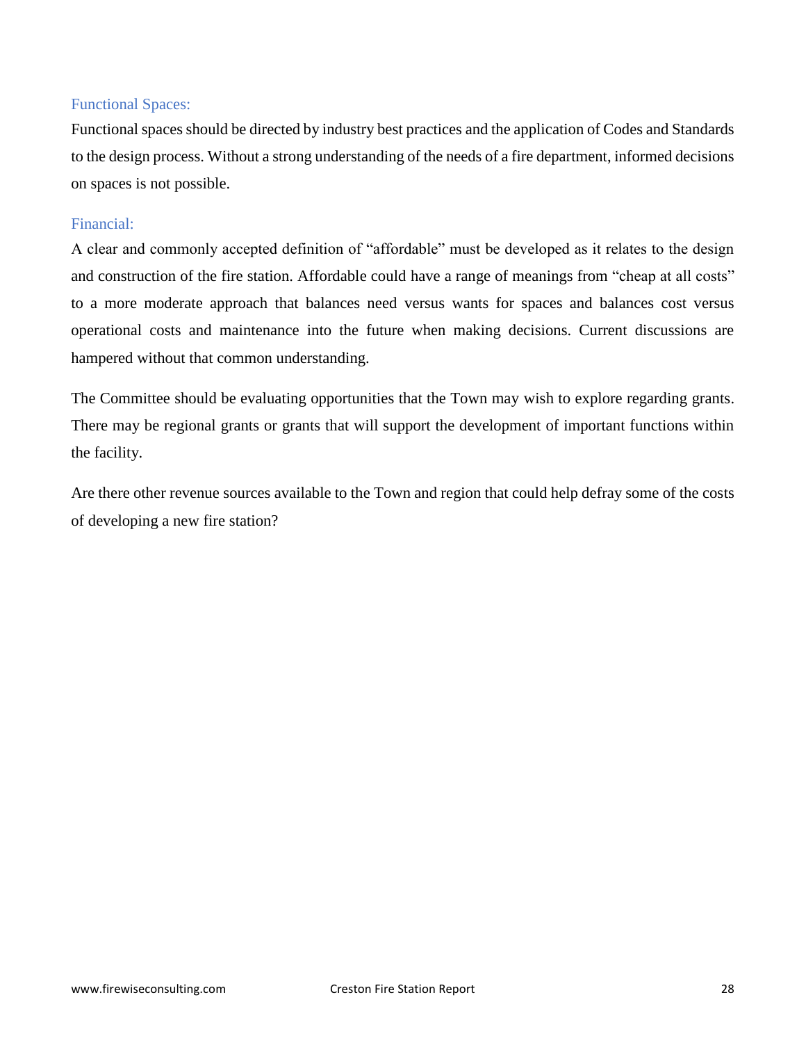### Functional Spaces:

Functional spaces should be directed by industry best practices and the application of Codes and Standards to the design process. Without a strong understanding of the needs of a fire department, informed decisions on spaces is not possible.

### Financial:

A clear and commonly accepted definition of "affordable" must be developed as it relates to the design and construction of the fire station. Affordable could have a range of meanings from "cheap at all costs" to a more moderate approach that balances need versus wants for spaces and balances cost versus operational costs and maintenance into the future when making decisions. Current discussions are hampered without that common understanding.

The Committee should be evaluating opportunities that the Town may wish to explore regarding grants. There may be regional grants or grants that will support the development of important functions within the facility.

Are there other revenue sources available to the Town and region that could help defray some of the costs of developing a new fire station?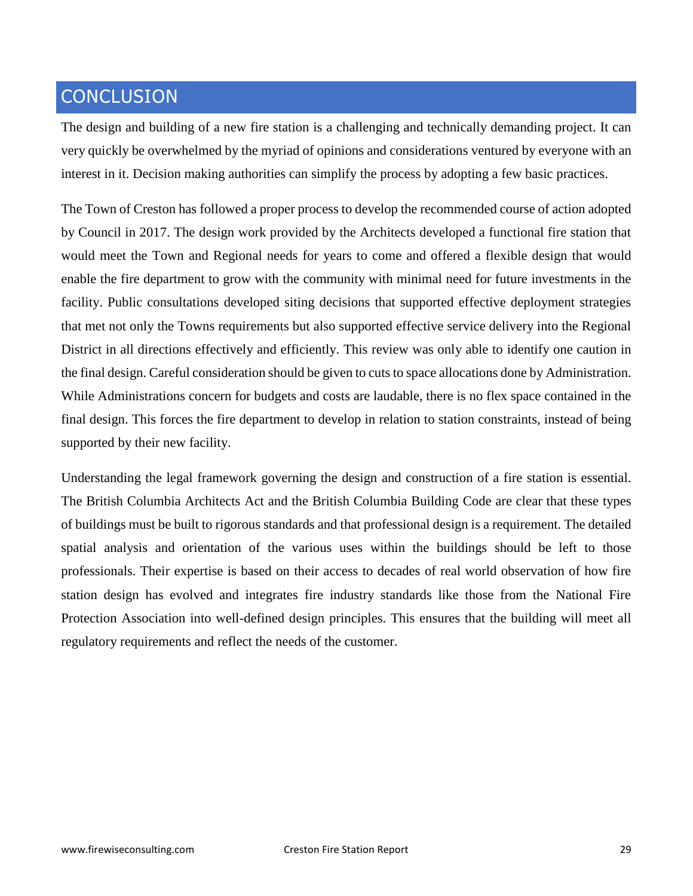# CONCLUSION

The design and building of a new fire station is a challenging and technically demanding project. It can very quickly be overwhelmed by the myriad of opinions and considerations ventured by everyone with an interest in it. Decision making authorities can simplify the process by adopting a few basic practices.

The Town of Creston has followed a proper process to develop the recommended course of action adopted by Council in 2017. The design work provided by the Architects developed a functional fire station that would meet the Town and Regional needs for years to come and offered a flexible design that would enable the fire department to grow with the community with minimal need for future investments in the facility. Public consultations developed siting decisions that supported effective deployment strategies that met not only the Towns requirements but also supported effective service delivery into the Regional District in all directions effectively and efficiently. This review was only able to identify one caution in the final design. Careful consideration should be given to cuts to space allocations done by Administration. While Administrations concern for budgets and costs are laudable, there is no flex space contained in the final design. This forces the fire department to develop in relation to station constraints, instead of being supported by their new facility.

Understanding the legal framework governing the design and construction of a fire station is essential. The British Columbia Architects Act and the British Columbia Building Code are clear that these types of buildings must be built to rigorous standards and that professional design is a requirement. The detailed spatial analysis and orientation of the various uses within the buildings should be left to those professionals. Their expertise is based on their access to decades of real world observation of how fire station design has evolved and integrates fire industry standards like those from the National Fire Protection Association into well-defined design principles. This ensures that the building will meet all regulatory requirements and reflect the needs of the customer.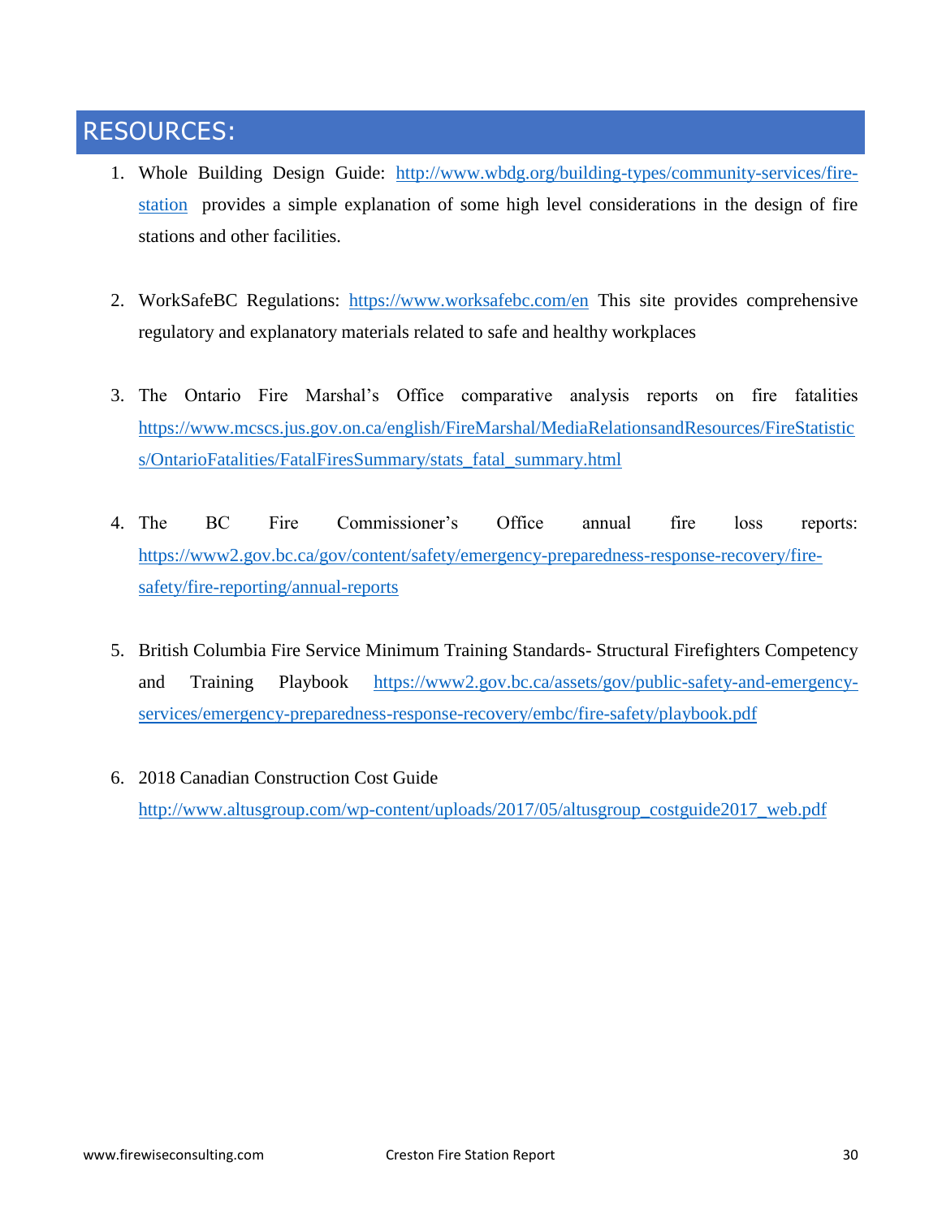# RESOURCES:

1. Whole Building Design Guide: http://www.wbdg.org/building-types/community-services/fire-station provides a simple explanation of some high level considerations in the design of fire stations and other facilities.

2. WorkSafeBC Regulations: https://www.worksafebc.com/en This site provides comprehensive regulatory and explanatory materials related to safe and healthy workplaces

3. The Ontario Fire Marshal's Office comparative analysis reports on fire fatalities https://www.mcscs.jus.gov.on.ca/english/FireMarshal/MediaRelationsandResources/FireStatistics/OntarioFatalities/FatalFiresSummary/stats_fatal_summary.html

4. The BC Fire Commissioner's Office annual fire loss reports: https://www2.gov.bc.ca/gov/content/safety/emergency-preparedness-response-recovery/fire-safety/fire-reporting/annual-reports

5. British Columbia Fire Service Minimum Training Standards- Structural Firefighters Competency and Training Playbook https://www2.gov.bc.ca/assets/gov/public-safety-and-emergency-services/emergency-preparedness-response-recovery/embc/fire-safety/playbook.pdf

6. 2018 Canadian Construction Cost Guide http://www.altusgroup.com/wp-content/uploads/2017/05/altusgroup_costguide2017_web.pdf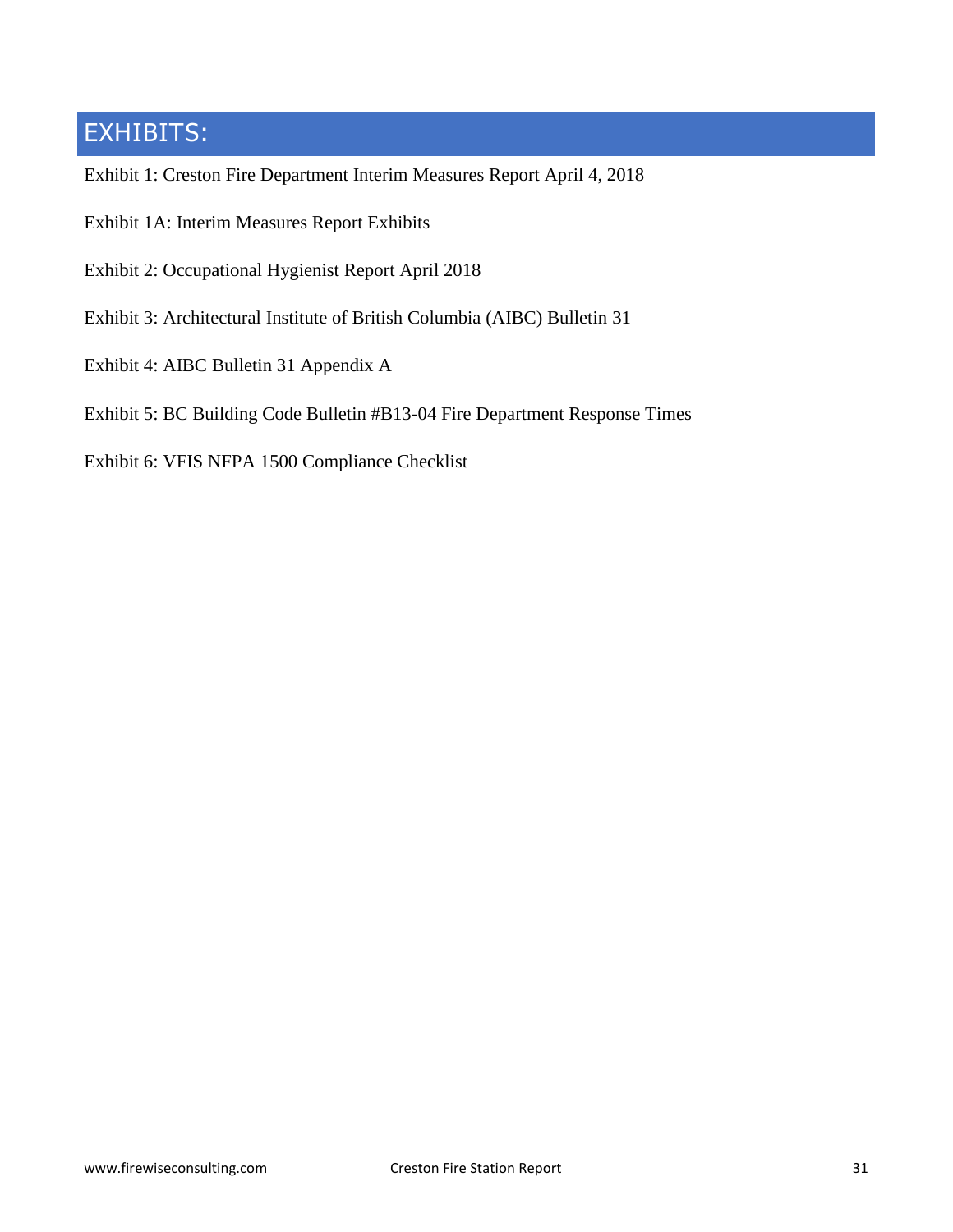# EXHIBITS:

Exhibit 1: Creston Fire Department Interim Measures Report April 4, 2018

Exhibit 1A: Interim Measures Report Exhibits

Exhibit 2: Occupational Hygienist Report April 2018

Exhibit 3: Architectural Institute of British Columbia (AIBC) Bulletin 31

Exhibit 4: AIBC Bulletin 31 Appendix A

Exhibit 5: BC Building Code Bulletin #B13-04 Fire Department Response Times

Exhibit 6: VFIS NFPA 1500 Compliance Checklist